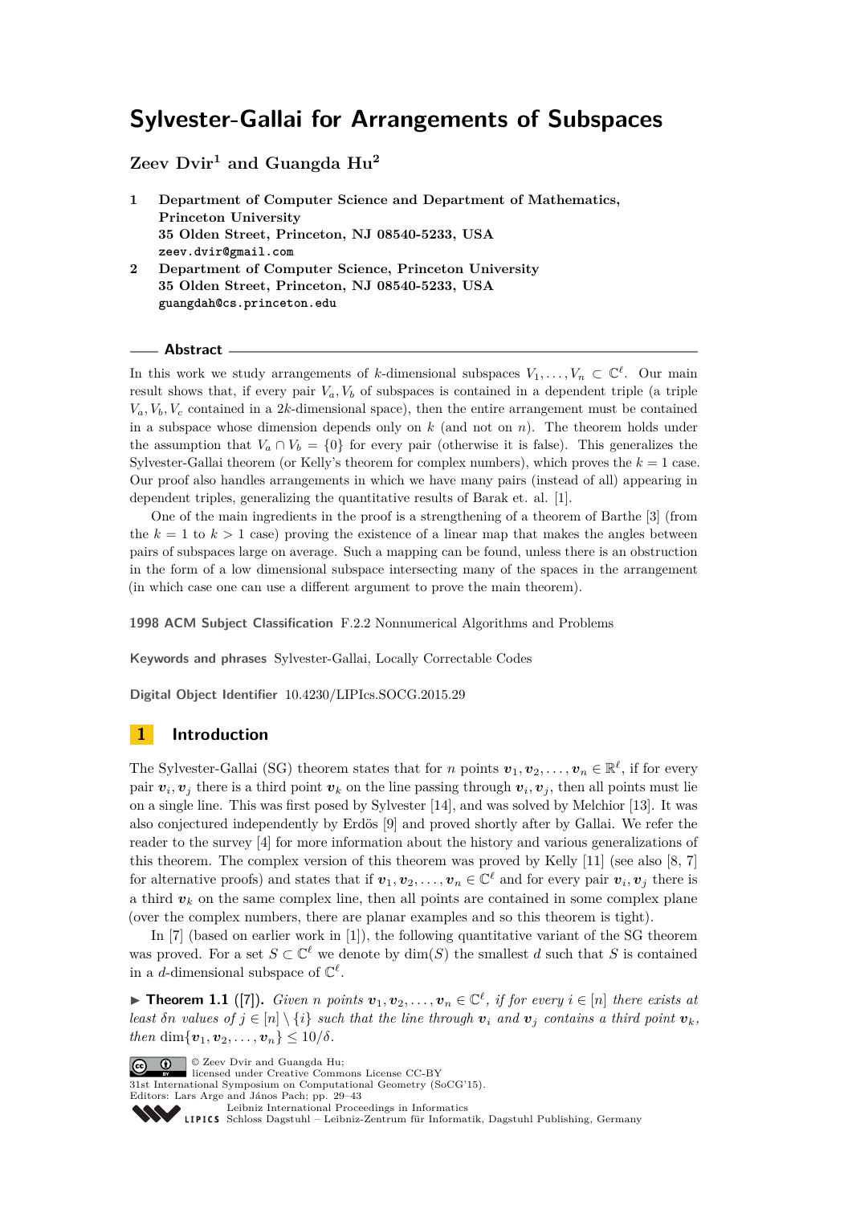# Sylvester-Gallai for Arrangements of Subspaces

**Zeev Dvir[1] and Guangda Hu[2]**

1. **Department of Computer Science and Department of Mathematics, Princeton University**
   **35 Olden Street, Princeton, NJ 08540-5233, USA**
   **zeev.dvir@gmail.com**
2. **Department of Computer Science, Princeton University**
   **35 Olden Street, Princeton, NJ 08540-5233, USA**
   **guangdah@cs.princeton.edu**

## Abstract

In this work we study arrangements of $k$-dimensional subspaces $V_1, \ldots, V_n \subset \mathbb{C}^\ell$. Our main result shows that, if every pair $V_a, V_b$ of subspaces is contained in a dependent triple (a triple $V_a, V_b, V_c$ contained in a $2k$-dimensional space), then the entire arrangement must be contained in a subspace whose dimension depends only on $k$ (and not on $n$). The theorem holds under the assumption that $V_a \cap V_b = \{0\}$ for every pair (otherwise it is false). This generalizes the Sylvester-Gallai theorem (or Kelly's theorem for complex numbers), which proves the $k = 1$ case. Our proof also handles arrangements in which we have many pairs (instead of all) appearing in dependent triples, generalizing the quantitative results of Barak et. al. [1].

One of the main ingredients in the proof is a strengthening of a theorem of Barthe [3] (from the $k = 1$ to $k > 1$ case) proving the existence of a linear map that makes the angles between pairs of subspaces large on average. Such a mapping can be found, unless there is an obstruction in the form of a low dimensional subspace intersecting many of the spaces in the arrangement (in which case one can use a different argument to prove the main theorem).

**1998 ACM Subject Classification** F.2.2 Nonnumerical Algorithms and Problems

**Keywords and phrases** Sylvester-Gallai, Locally Correctable Codes

**Digital Object Identifier** 10.4230/LIPIcs.SOCG.2015.29

## 1 Introduction

The Sylvester-Gallai (SG) theorem states that for $n$ points $\boldsymbol{v}_1, \boldsymbol{v}_2, \ldots, \boldsymbol{v}_n \in \mathbb{R}^\ell$, if for every pair $\boldsymbol{v}_i, \boldsymbol{v}_j$ there is a third point $\boldsymbol{v}_k$ on the line passing through $\boldsymbol{v}_i, \boldsymbol{v}_j$, then all points must lie on a single line. This was first posed by Sylvester [14], and was solved by Melchior [13]. It was also conjectured independently by Erdös [9] and proved shortly after by Gallai. We refer the reader to the survey [4] for more information about the history and various generalizations of this theorem. The complex version of this theorem was proved by Kelly [11] (see also [8, 7] for alternative proofs) and states that if $\boldsymbol{v}_1, \boldsymbol{v}_2, \ldots, \boldsymbol{v}_n \in \mathbb{C}^\ell$ and for every pair $\boldsymbol{v}_i, \boldsymbol{v}_j$ there is a third $\boldsymbol{v}_k$ on the same complex line, then all points are contained in some complex plane (over the complex numbers, there are planar examples and so this theorem is tight).

In [7] (based on earlier work in [1]), the following quantitative variant of the SG theorem was proved. For a set $S \subset \mathbb{C}^\ell$ we denote by $\dim(S)$ the smallest $d$ such that $S$ is contained in a $d$-dimensional subspace of $\mathbb{C}^\ell$.

► **Theorem 1.1** ([7]). *Given $n$ points $\boldsymbol{v}_1, \boldsymbol{v}_2, \ldots, \boldsymbol{v}_n \in \mathbb{C}^\ell$, if for every $i \in [n]$ there exists at least $\delta n$ values of $j \in [n] \setminus \{i\}$ such that the line through $\boldsymbol{v}_i$ and $\boldsymbol{v}_j$ contains a third point $\boldsymbol{v}_k$, then $\dim\{\boldsymbol{v}_1, \boldsymbol{v}_2, \ldots, \boldsymbol{v}_n\} \leq 10/\delta$.*

© Zeev Dvir and Guangda Hu;
licensed under Creative Commons License CC-BY
31st International Symposium on Computational Geometry (SoCG'15).
Editors: Lars Arge and János Pach; pp. 29–43
Leibniz International Proceedings in Informatics
Schloss Dagstuhl – Leibniz-Zentrum für Informatik, Dagstuhl Publishing, Germany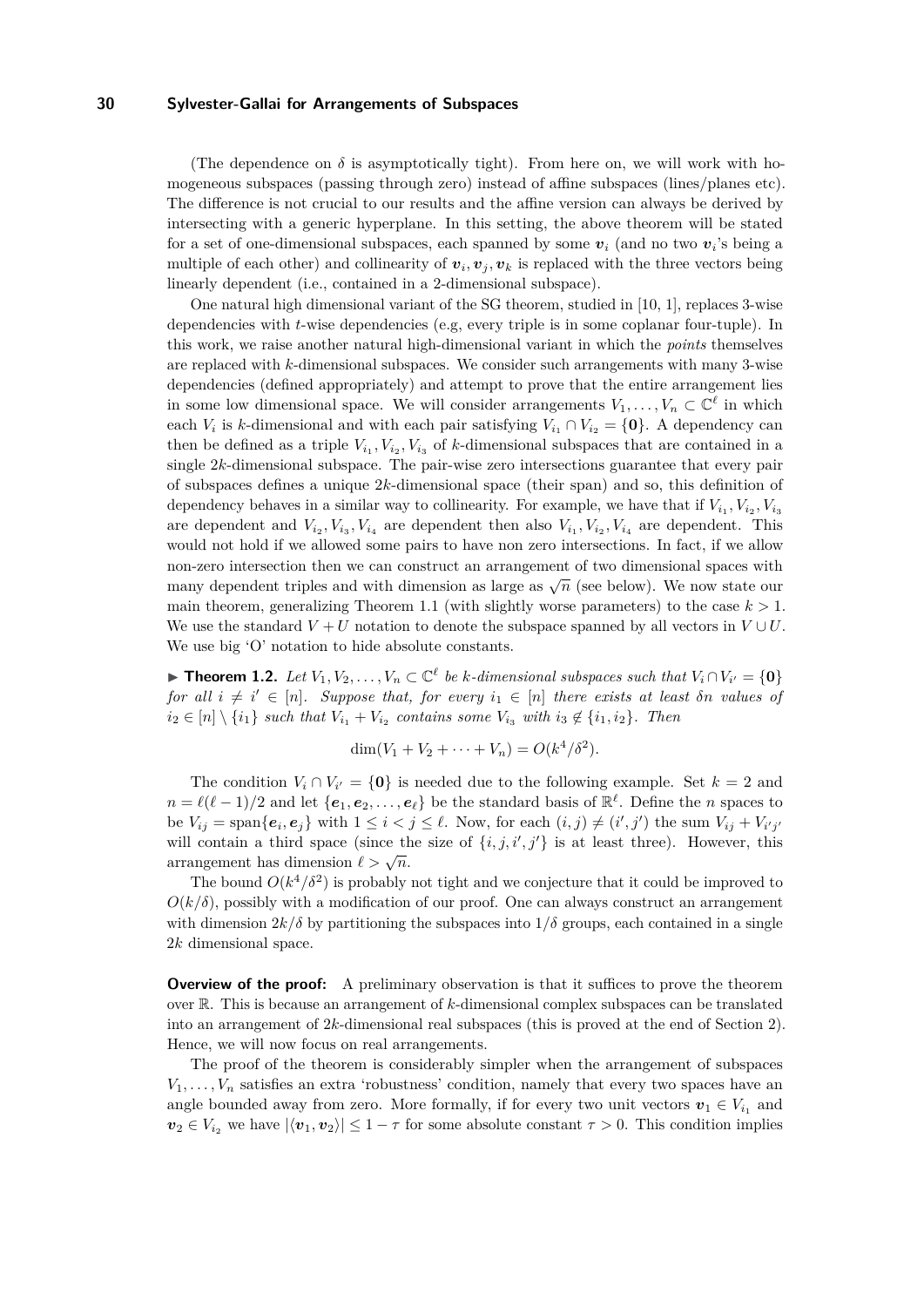(The dependence on $\delta$ is asymptotically tight). From here on, we will work with homogeneous subspaces (passing through zero) instead of affine subspaces (lines/planes etc). The difference is not crucial to our results and the affine version can always be derived by intersecting with a generic hyperplane. In this setting, the above theorem will be stated for a set of one-dimensional subspaces, each spanned by some $\boldsymbol{v}_i$ (and no two $\boldsymbol{v}_i$'s being a multiple of each other) and collinearity of $\boldsymbol{v}_i, \boldsymbol{v}_j, \boldsymbol{v}_k$ is replaced with the three vectors being linearly dependent (i.e., contained in a 2-dimensional subspace).

One natural high dimensional variant of the SG theorem, studied in [10, 1], replaces 3-wise dependencies with $t$-wise dependencies (e.g, every triple is in some coplanar four-tuple). In this work, we raise another natural high-dimensional variant in which the *points* themselves are replaced with $k$-dimensional subspaces. We consider such arrangements with many 3-wise dependencies (defined appropriately) and attempt to prove that the entire arrangement lies in some low dimensional space. We will consider arrangements $V_1, \ldots, V_n \subset \mathbb{C}^\ell$ in which each $V_i$ is $k$-dimensional and with each pair satisfying $V_{i_1} \cap V_{i_2} = \{\boldsymbol{0}\}$. A dependency can then be defined as a triple $V_{i_1}, V_{i_2}, V_{i_3}$ of $k$-dimensional subspaces that are contained in a single $2k$-dimensional subspace. The pair-wise zero intersections guarantee that every pair of subspaces defines a unique $2k$-dimensional space (their span) and so, this definition of dependency behaves in a similar way to collinearity. For example, we have that if $V_{i_1}, V_{i_2}, V_{i_3}$ are dependent and $V_{i_2}, V_{i_3}, V_{i_4}$ are dependent then also $V_{i_1}, V_{i_2}, V_{i_4}$ are dependent. This would not hold if we allowed some pairs to have non zero intersections. In fact, if we allow non-zero intersection then we can construct an arrangement of two dimensional spaces with many dependent triples and with dimension as large as $\sqrt{n}$ (see below). We now state our main theorem, generalizing Theorem 1.1 (with slightly worse parameters) to the case $k > 1$. We use the standard $V + U$ notation to denote the subspace spanned by all vectors in $V \cup U$. We use big 'O' notation to hide absolute constants.

► **Theorem 1.2.** *Let $V_1, V_2, \ldots, V_n \subset \mathbb{C}^\ell$ be $k$-dimensional subspaces such that $V_i \cap V_{i'} = \{\boldsymbol{0}\}$ for all $i \neq i' \in [n]$. Suppose that, for every $i_1 \in [n]$ there exists at least $\delta n$ values of $i_2 \in [n] \setminus \{i_1\}$ such that $V_{i_1} + V_{i_2}$ contains some $V_{i_3}$ with $i_3 \notin \{i_1, i_2\}$. Then*

$$\dim(V_1 + V_2 + \cdots + V_n) = O(k^4/\delta^2).$$

The condition $V_i \cap V_{i'} = \{\boldsymbol{0}\}$ is needed due to the following example. Set $k = 2$ and $n = \ell(\ell-1)/2$ and let $\{\boldsymbol{e}_1, \boldsymbol{e}_2, \ldots, \boldsymbol{e}_\ell\}$ be the standard basis of $\mathbb{R}^\ell$. Define the $n$ spaces to be $V_{ij} = \operatorname{span}\{\boldsymbol{e}_i, \boldsymbol{e}_j\}$ with $1 \leq i < j \leq \ell$. Now, for each $(i,j) \neq (i', j')$ the sum $V_{ij} + V_{i'j'}$ will contain a third space (since the size of $\{i, j, i', j'\}$ is at least three). However, this arrangement has dimension $\ell > \sqrt{n}$.

The bound $O(k^4/\delta^2)$ is probably not tight and we conjecture that it could be improved to $O(k/\delta)$, possibly with a modification of our proof. One can always construct an arrangement with dimension $2k/\delta$ by partitioning the subspaces into $1/\delta$ groups, each contained in a single $2k$ dimensional space.

**Overview of the proof:** A preliminary observation is that it suffices to prove the theorem over $\mathbb{R}$. This is because an arrangement of $k$-dimensional complex subspaces can be translated into an arrangement of $2k$-dimensional real subspaces (this is proved at the end of Section 2). Hence, we will now focus on real arrangements.

The proof of the theorem is considerably simpler when the arrangement of subspaces $V_1, \ldots, V_n$ satisfies an extra 'robustness' condition, namely that every two spaces have an angle bounded away from zero. More formally, if for every two unit vectors $\boldsymbol{v}_1 \in V_{i_1}$ and $\boldsymbol{v}_2 \in V_{i_2}$ we have $|\langle \boldsymbol{v}_1, \boldsymbol{v}_2 \rangle| \leq 1 - \tau$ for some absolute constant $\tau > 0$. This condition implies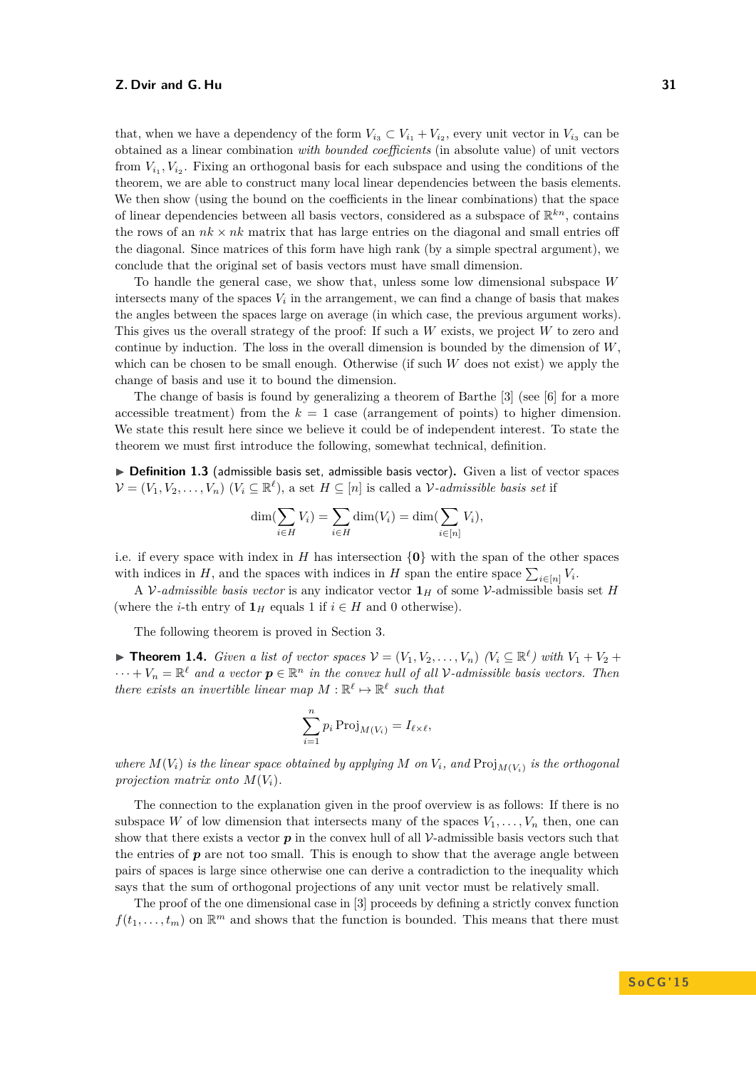that, when we have a dependency of the form $V_{i_3} \subset V_{i_1} + V_{i_2}$, every unit vector in $V_{i_3}$ can be obtained as a linear combination *with bounded coefficients* (in absolute value) of unit vectors from $V_{i_1}, V_{i_2}$. Fixing an orthogonal basis for each subspace and using the conditions of the theorem, we are able to construct many local linear dependencies between the basis elements. We then show (using the bound on the coefficients in the linear combinations) that the space of linear dependencies between all basis vectors, considered as a subspace of $\mathbb{R}^{kn}$, contains the rows of an $nk \times nk$ matrix that has large entries on the diagonal and small entries off the diagonal. Since matrices of this form have high rank (by a simple spectral argument), we conclude that the original set of basis vectors must have small dimension.

To handle the general case, we show that, unless some low dimensional subspace $W$ intersects many of the spaces $V_i$ in the arrangement, we can find a change of basis that makes the angles between the spaces large on average (in which case, the previous argument works). This gives us the overall strategy of the proof: If such a $W$ exists, we project $W$ to zero and continue by induction. The loss in the overall dimension is bounded by the dimension of $W$, which can be chosen to be small enough. Otherwise (if such $W$ does not exist) we apply the change of basis and use it to bound the dimension.

The change of basis is found by generalizing a theorem of Barthe [3] (see [6] for a more accessible treatment) from the $k = 1$ case (arrangement of points) to higher dimension. We state this result here since we believe it could be of independent interest. To state the theorem we must first introduce the following, somewhat technical, definition.

▶ **Definition 1.3** (admissible basis set, admissible basis vector)**.** Given a list of vector spaces $\mathcal{V} = (V_1, V_2, \ldots, V_n)$ ($V_i \subseteq \mathbb{R}^\ell$), a set $H \subseteq [n]$ is called a *$\mathcal{V}$-admissible basis set* if

$$\dim(\sum_{i \in H} V_i) = \sum_{i \in H} \dim(V_i) = \dim(\sum_{i \in [n]} V_i),$$

i.e. if every space with index in $H$ has intersection $\{\mathbf{0}\}$ with the span of the other spaces with indices in $H$, and the spaces with indices in $H$ span the entire space $\sum_{i \in [n]} V_i$.

A *$\mathcal{V}$-admissible basis vector* is any indicator vector $\mathbf{1}_H$ of some $\mathcal{V}$-admissible basis set $H$ (where the $i$-th entry of $\mathbf{1}_H$ equals 1 if $i \in H$ and 0 otherwise).

The following theorem is proved in Section 3.

▶ **Theorem 1.4.** *Given a list of vector spaces $\mathcal{V} = (V_1, V_2, \ldots, V_n)$ ($V_i \subseteq \mathbb{R}^\ell$) with $V_1 + V_2 + \cdots + V_n = \mathbb{R}^\ell$ and a vector $\boldsymbol{p} \in \mathbb{R}^n$ in the convex hull of all $\mathcal{V}$-admissible basis vectors. Then there exists an invertible linear map $M : \mathbb{R}^\ell \mapsto \mathbb{R}^\ell$ such that*

$$\sum_{i=1}^{n} p_i \operatorname{Proj}_{M(V_i)} = I_{\ell \times \ell},$$

*where $M(V_i)$ is the linear space obtained by applying $M$ on $V_i$, and $\operatorname{Proj}_{M(V_i)}$ is the orthogonal projection matrix onto $M(V_i)$.*

The connection to the explanation given in the proof overview is as follows: If there is no subspace $W$ of low dimension that intersects many of the spaces $V_1, \ldots, V_n$ then, one can show that there exists a vector $\boldsymbol{p}$ in the convex hull of all $\mathcal{V}$-admissible basis vectors such that the entries of $\boldsymbol{p}$ are not too small. This is enough to show that the average angle between pairs of spaces is large since otherwise one can derive a contradiction to the inequality which says that the sum of orthogonal projections of any unit vector must be relatively small.

The proof of the one dimensional case in [3] proceeds by defining a strictly convex function $f(t_1, \ldots, t_m)$ on $\mathbb{R}^m$ and shows that the function is bounded. This means that there must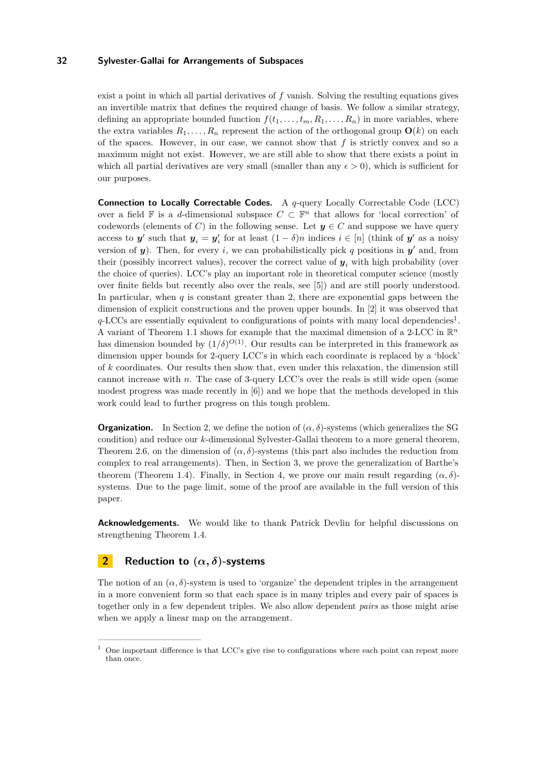exist a point in which all partial derivatives of $f$ vanish. Solving the resulting equations gives an invertible matrix that defines the required change of basis. We follow a similar strategy, defining an appropriate bounded function $f(t_1, \ldots, t_m, R_1, \ldots, R_n)$ in more variables, where the extra variables $R_1, \ldots, R_n$ represent the action of the orthogonal group $\mathbf{O}(k)$ on each of the spaces. However, in our case, we cannot show that $f$ is strictly convex and so a maximum might not exist. However, we are still able to show that there exists a point in which all partial derivatives are very small (smaller than any $\epsilon > 0$), which is sufficient for our purposes.

**Connection to Locally Correctable Codes.** A $q$-query Locally Correctable Code (LCC) over a field $\mathbb{F}$ is a $d$-dimensional subspace $C \subset \mathbb{F}^n$ that allows for 'local correction' of codewords (elements of $C$) in the following sense. Let $\boldsymbol{y} \in C$ and suppose we have query access to $\boldsymbol{y}'$ such that $\boldsymbol{y}_i = \boldsymbol{y}'_i$ for at least $(1-\delta)n$ indices $i \in [n]$ (think of $\boldsymbol{y}'$ as a noisy version of $\boldsymbol{y}$). Then, for every $i$, we can probabilistically pick $q$ positions in $\boldsymbol{y}'$ and, from their (possibly incorrect values), recover the correct value of $\boldsymbol{y}_i$ with high probability (over the choice of queries). LCC's play an important role in theoretical computer science (mostly over finite fields but recently also over the reals, see [5]) and are still poorly understood. In particular, when $q$ is constant greater than 2, there are exponential gaps between the dimension of explicit constructions and the proven upper bounds. In [2] it was observed that $q$-LCCs are essentially equivalent to configurations of points with many local dependencies[1]. A variant of Theorem 1.1 shows for example that the maximal dimension of a 2-LCC in $\mathbb{R}^n$ has dimension bounded by $(1/\delta)^{O(1)}$. Our results can be interpreted in this framework as dimension upper bounds for 2-query LCC's in which each coordinate is replaced by a 'block' of $k$ coordinates. Our results then show that, even under this relaxation, the dimension still cannot increase with $n$. The case of 3-query LCC's over the reals is still wide open (some modest progress was made recently in [6]) and we hope that the methods developed in this work could lead to further progress on this tough problem.

**Organization.** In Section 2, we define the notion of $(\alpha, \delta)$-systems (which generalizes the SG condition) and reduce our $k$-dimensional Sylvester-Gallai theorem to a more general theorem, Theorem 2.6, on the dimension of $(\alpha, \delta)$-systems (this part also includes the reduction from complex to real arrangements). Then, in Section 3, we prove the generalization of Barthe's theorem (Theorem 1.4). Finally, in Section 4, we prove our main result regarding $(\alpha, \delta)$-systems. Due to the page limit, some of the proof are available in the full version of this paper.

**Acknowledgements.** We would like to thank Patrick Devlin for helpful discussions on strengthening Theorem 1.4.

## 2 Reduction to $(\alpha, \delta)$-systems

The notion of an $(\alpha, \delta)$-system is used to 'organize' the dependent triples in the arrangement in a more convenient form so that each space is in many triples and every pair of spaces is together only in a few dependent triples. We also allow dependent *pairs* as those might arise when we apply a linear map on the arrangement.

[1] One important difference is that LCC's give rise to configurations where each point can repeat more than once.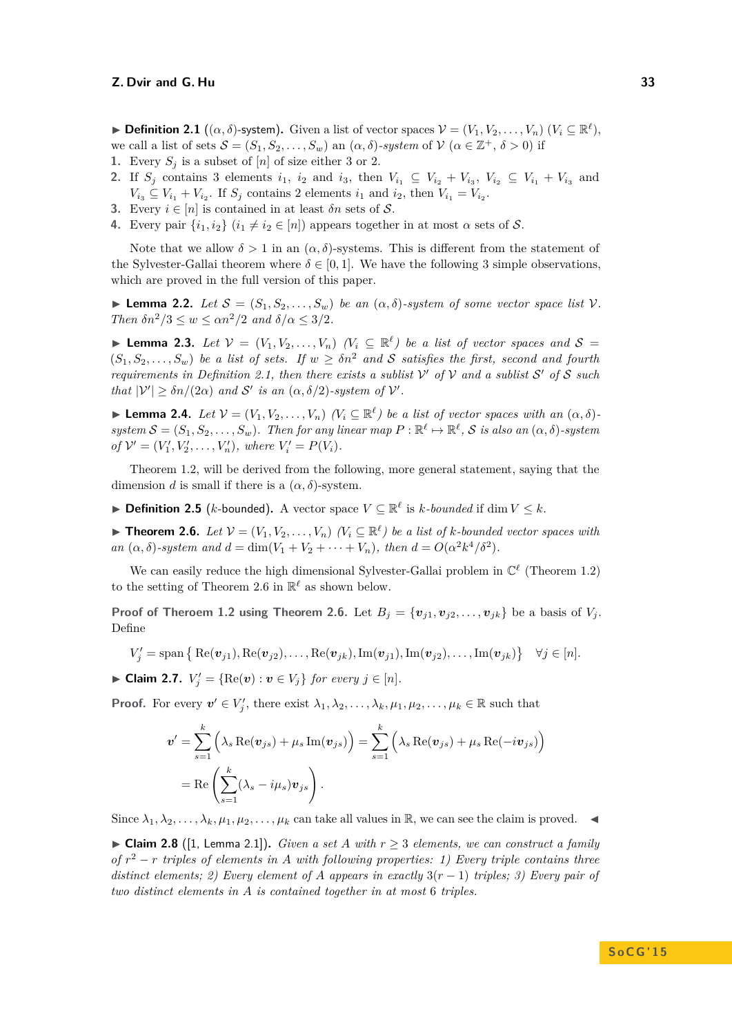▶ **Definition 2.1** (**$(\alpha,\delta)$-system**)**.** Given a list of vector spaces $\mathcal{V} = (V_1, V_2, \ldots, V_n)$ ($V_i \subseteq \mathbb{R}^\ell$), we call a list of sets $\mathcal{S} = (S_1, S_2, \ldots, S_w)$ an *$(\alpha,\delta)$-system* of $\mathcal{V}$ ($\alpha \in \mathbb{Z}^+$, $\delta > 0$) if

1. Every $S_j$ is a subset of $[n]$ of size either 3 or 2.
2. If $S_j$ contains 3 elements $i_1$, $i_2$ and $i_3$, then $V_{i_1} \subseteq V_{i_2} + V_{i_3}$, $V_{i_2} \subseteq V_{i_1} + V_{i_3}$ and $V_{i_3} \subseteq V_{i_1} + V_{i_2}$. If $S_j$ contains 2 elements $i_1$ and $i_2$, then $V_{i_1} = V_{i_2}$.
3. Every $i \in [n]$ is contained in at least $\delta n$ sets of $\mathcal{S}$.
4. Every pair $\{i_1, i_2\}$ ($i_1 \neq i_2 \in [n]$) appears together in at most $\alpha$ sets of $\mathcal{S}$.

Note that we allow $\delta > 1$ in an $(\alpha,\delta)$-systems. This is different from the statement of the Sylvester-Gallai theorem where $\delta \in [0,1]$. We have the following 3 simple observations, which are proved in the full version of this paper.

▶ **Lemma 2.2.** *Let $\mathcal{S} = (S_1, S_2, \ldots, S_w)$ be an $(\alpha,\delta)$-system of some vector space list $\mathcal{V}$. Then $\delta n^2/3 \leq w \leq \alpha n^2/2$ and $\delta/\alpha \leq 3/2$.*

▶ **Lemma 2.3.** *Let $\mathcal{V} = (V_1, V_2, \ldots, V_n)$ ($V_i \subseteq \mathbb{R}^\ell$) be a list of vector spaces and $\mathcal{S} = (S_1, S_2, \ldots, S_w)$ be a list of sets. If $w \geq \delta n^2$ and $\mathcal{S}$ satisfies the first, second and fourth requirements in Definition 2.1, then there exists a sublist $\mathcal{V}'$ of $\mathcal{V}$ and a sublist $\mathcal{S}'$ of $\mathcal{S}$ such that $|\mathcal{V}'| \geq \delta n/(2\alpha)$ and $\mathcal{S}'$ is an $(\alpha, \delta/2)$-system of $\mathcal{V}'$.*

▶ **Lemma 2.4.** *Let $\mathcal{V} = (V_1, V_2, \ldots, V_n)$ ($V_i \subseteq \mathbb{R}^\ell$) be a list of vector spaces with an $(\alpha,\delta)$-system $\mathcal{S} = (S_1, S_2, \ldots, S_w)$. Then for any linear map $P : \mathbb{R}^\ell \mapsto \mathbb{R}^\ell$, $\mathcal{S}$ is also an $(\alpha,\delta)$-system of $\mathcal{V}' = (V_1', V_2', \ldots, V_n')$, where $V_i' = P(V_i)$.*

Theorem 1.2, will be derived from the following, more general statement, saying that the dimension $d$ is small if there is a $(\alpha,\delta)$-system.

▶ **Definition 2.5** (**$k$-bounded**)**.** A vector space $V \subseteq \mathbb{R}^\ell$ is *$k$-bounded* if $\dim V \leq k$.

▶ **Theorem 2.6.** *Let $\mathcal{V} = (V_1, V_2, \ldots, V_n)$ ($V_i \subseteq \mathbb{R}^\ell$) be a list of $k$-bounded vector spaces with an $(\alpha,\delta)$-system and $d = \dim(V_1 + V_2 + \cdots + V_n)$, then $d = O(\alpha^2 k^4/\delta^2)$.*

We can easily reduce the high dimensional Sylvester-Gallai problem in $\mathbb{C}^\ell$ (Theorem 1.2) to the setting of Theorem 2.6 in $\mathbb{R}^\ell$ as shown below.

**Proof of Theroem 1.2 using Theorem 2.6.** Let $B_j = \{\boldsymbol{v}_{j1}, \boldsymbol{v}_{j2}, \ldots, \boldsymbol{v}_{jk}\}$ be a basis of $V_j$. Define

$$V_j' = \operatorname{span}\left\{ \operatorname{Re}(\boldsymbol{v}_{j1}), \operatorname{Re}(\boldsymbol{v}_{j2}), \ldots, \operatorname{Re}(\boldsymbol{v}_{jk}), \operatorname{Im}(\boldsymbol{v}_{j1}), \operatorname{Im}(\boldsymbol{v}_{j2}), \ldots, \operatorname{Im}(\boldsymbol{v}_{jk}) \right\} \quad \forall j \in [n].$$

▶ **Claim 2.7.** *$V_j' = \{\operatorname{Re}(\boldsymbol{v}) : \boldsymbol{v} \in V_j\}$ for every $j \in [n]$.*

**Proof.** For every $\boldsymbol{v}' \in V_j'$, there exist $\lambda_1, \lambda_2, \ldots, \lambda_k, \mu_1, \mu_2, \ldots, \mu_k \in \mathbb{R}$ such that

$$\boldsymbol{v}' = \sum_{s=1}^{k} \Big( \lambda_s \operatorname{Re}(\boldsymbol{v}_{js}) + \mu_s \operatorname{Im}(\boldsymbol{v}_{js}) \Big) = \sum_{s=1}^{k} \Big( \lambda_s \operatorname{Re}(\boldsymbol{v}_{js}) + \mu_s \operatorname{Re}(-i\boldsymbol{v}_{js}) \Big)$$

$$= \operatorname{Re}\left( \sum_{s=1}^{k} (\lambda_s - i\mu_s) \boldsymbol{v}_{js} \right).$$

Since $\lambda_1, \lambda_2, \ldots, \lambda_k, \mu_1, \mu_2, \ldots, \mu_k$ can take all values in $\mathbb{R}$, we can see the claim is proved. ◀

▶ **Claim 2.8** ([1, Lemma 2.1])**.** *Given a set $A$ with $r \geq 3$ elements, we can construct a family of $r^2 - r$ triples of elements in $A$ with following properties: 1) Every triple contains three distinct elements; 2) Every element of $A$ appears in exactly $3(r-1)$ triples; 3) Every pair of two distinct elements in $A$ is contained together in at most 6 triples.*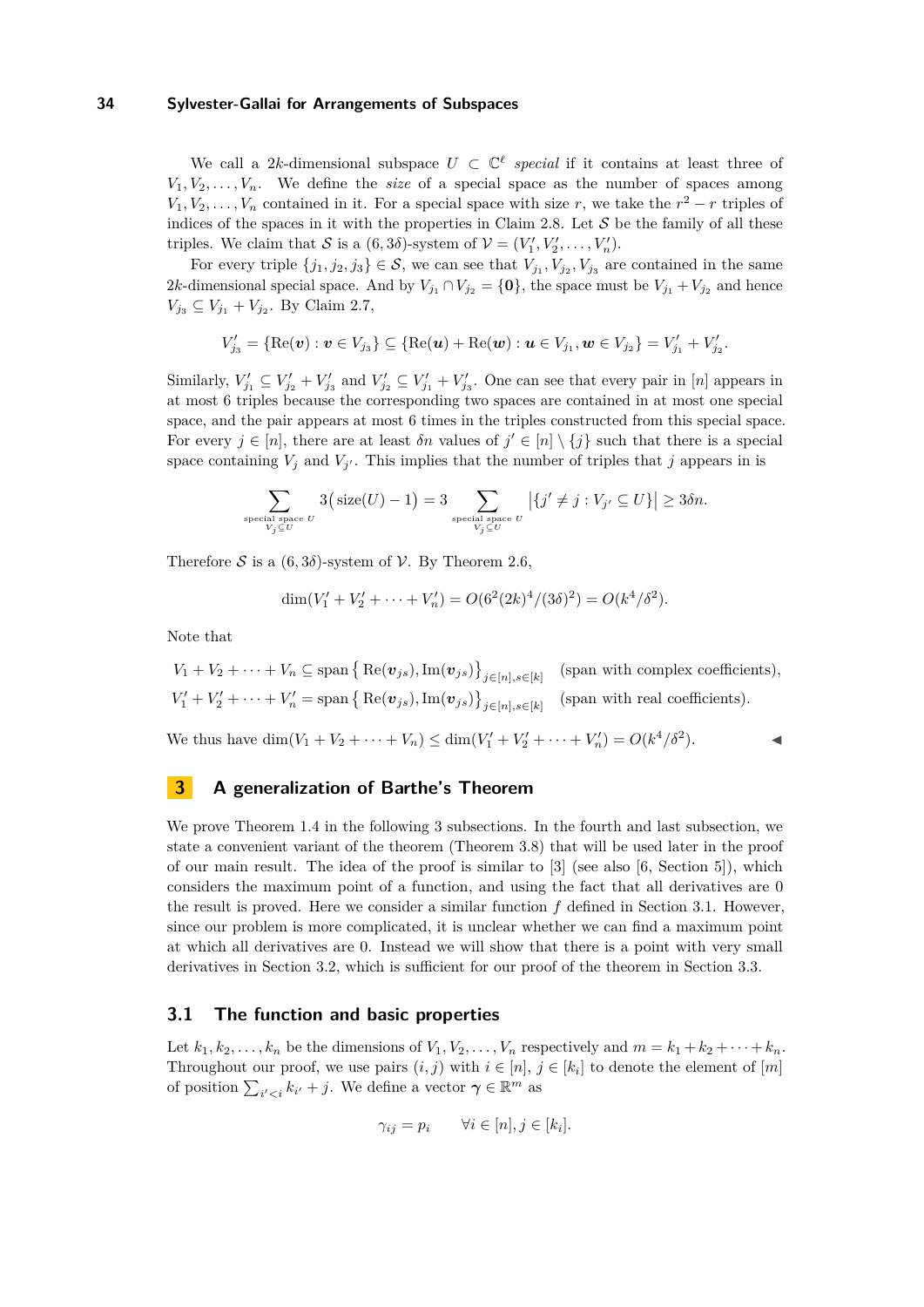We call a $2k$-dimensional subspace $U \subset \mathbb{C}^\ell$ *special* if it contains at least three of $V_1, V_2, \ldots, V_n$. We define the *size* of a special space as the number of spaces among $V_1, V_2, \ldots, V_n$ contained in it. For a special space with size $r$, we take the $r^2 - r$ triples of indices of the spaces in it with the properties in Claim 2.8. Let $\mathcal{S}$ be the family of all these triples. We claim that $\mathcal{S}$ is a $(6, 3\delta)$-system of $\mathcal{V} = (V_1', V_2', \ldots, V_n')$.

For every triple $\{j_1, j_2, j_3\} \in \mathcal{S}$, we can see that $V_{j_1}, V_{j_2}, V_{j_3}$ are contained in the same $2k$-dimensional special space. And by $V_{j_1} \cap V_{j_2} = \{\mathbf{0}\}$, the space must be $V_{j_1} + V_{j_2}$ and hence $V_{j_3} \subseteq V_{j_1} + V_{j_2}$. By Claim 2.7,

$$V_{j_3}' = \{\mathrm{Re}(\boldsymbol{v}) : \boldsymbol{v} \in V_{j_3}\} \subseteq \{\mathrm{Re}(\boldsymbol{u}) + \mathrm{Re}(\boldsymbol{w}) : \boldsymbol{u} \in V_{j_1}, \boldsymbol{w} \in V_{j_2}\} = V_{j_1}' + V_{j_2}'.$$

Similarly, $V_{j_1}' \subseteq V_{j_2}' + V_{j_3}'$ and $V_{j_2}' \subseteq V_{j_1}' + V_{j_3}'$. One can see that every pair in $[n]$ appears in at most 6 triples because the corresponding two spaces are contained in at most one special space, and the pair appears at most 6 times in the triples constructed from this special space. For every $j \in [n]$, there are at least $\delta n$ values of $j' \in [n] \setminus \{j\}$ such that there is a special space containing $V_j$ and $V_{j'}$. This implies that the number of triples that $j$ appears in is

$$\sum_{\substack{\text{special space } U \\ V_j \subseteq U}} 3\big(\mathrm{size}(U) - 1\big) = 3 \sum_{\substack{\text{special space } U \\ V_j \subseteq U}} \big|\{j' \neq j : V_{j'} \subseteq U\}\big| \geq 3\delta n.$$

Therefore $\mathcal{S}$ is a $(6, 3\delta)$-system of $\mathcal{V}$. By Theorem 2.6,

$$\dim(V_1' + V_2' + \cdots + V_n') = O(6^2(2k)^4/(3\delta)^2) = O(k^4/\delta^2).$$

Note that

$$V_1 + V_2 + \cdots + V_n \subseteq \mathrm{span}\left\{\mathrm{Re}(\boldsymbol{v}_{js}), \mathrm{Im}(\boldsymbol{v}_{js})\right\}_{j \in [n], s \in [k]} \quad \text{(span with complex coefficients)},$$
$$V_1' + V_2' + \cdots + V_n' = \mathrm{span}\left\{\mathrm{Re}(\boldsymbol{v}_{js}), \mathrm{Im}(\boldsymbol{v}_{js})\right\}_{j \in [n], s \in [k]} \quad \text{(span with real coefficients)}.$$

We thus have $\dim(V_1 + V_2 + \cdots + V_n) \leq \dim(V_1' + V_2' + \cdots + V_n') = O(k^4/\delta^2)$. ◀

## 3 A generalization of Barthe's Theorem

We prove Theorem 1.4 in the following 3 subsections. In the fourth and last subsection, we state a convenient variant of the theorem (Theorem 3.8) that will be used later in the proof of our main result. The idea of the proof is similar to [3] (see also [6, Section 5]), which considers the maximum point of a function, and using the fact that all derivatives are 0 the result is proved. Here we consider a similar function $f$ defined in Section 3.1. However, since our problem is more complicated, it is unclear whether we can find a maximum point at which all derivatives are 0. Instead we will show that there is a point with very small derivatives in Section 3.2, which is sufficient for our proof of the theorem in Section 3.3.

### 3.1 The function and basic properties

Let $k_1, k_2, \ldots, k_n$ be the dimensions of $V_1, V_2, \ldots, V_n$ respectively and $m = k_1 + k_2 + \cdots + k_n$. Throughout our proof, we use pairs $(i, j)$ with $i \in [n]$, $j \in [k_i]$ to denote the element of $[m]$ of position $\sum_{i' < i} k_{i'} + j$. We define a vector $\boldsymbol{\gamma} \in \mathbb{R}^m$ as

$$\gamma_{ij} = p_i \qquad \forall i \in [n], j \in [k_i].$$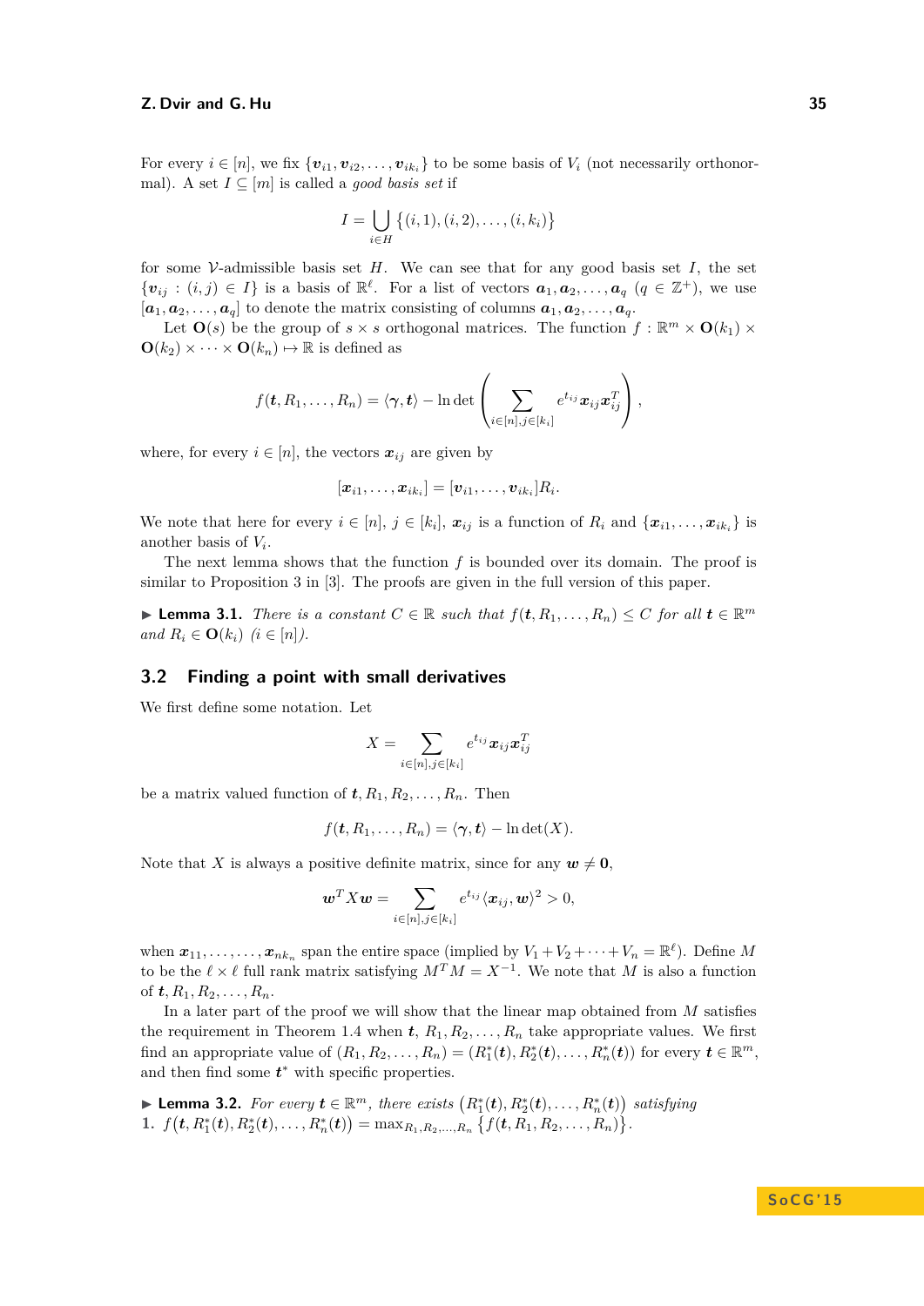For every $i \in [n]$, we fix $\{\boldsymbol{v}_{i1}, \boldsymbol{v}_{i2}, \ldots, \boldsymbol{v}_{ik_i}\}$ to be some basis of $V_i$ (not necessarily orthonormal). A set $I \subseteq [m]$ is called a *good basis set* if

$$I = \bigcup_{i \in H} \{(i,1),(i,2),\ldots,(i,k_i)\}$$

for some $\mathcal{V}$-admissible basis set $H$. We can see that for any good basis set $I$, the set $\{\boldsymbol{v}_{ij} : (i,j) \in I\}$ is a basis of $\mathbb{R}^\ell$. For a list of vectors $\boldsymbol{a}_1, \boldsymbol{a}_2, \ldots, \boldsymbol{a}_q$ ($q \in \mathbb{Z}^+$), we use $[\boldsymbol{a}_1, \boldsymbol{a}_2, \ldots, \boldsymbol{a}_q]$ to denote the matrix consisting of columns $\boldsymbol{a}_1, \boldsymbol{a}_2, \ldots, \boldsymbol{a}_q$.

Let $\mathbf{O}(s)$ be the group of $s \times s$ orthogonal matrices. The function $f : \mathbb{R}^m \times \mathbf{O}(k_1) \times \mathbf{O}(k_2) \times \cdots \times \mathbf{O}(k_n) \mapsto \mathbb{R}$ is defined as

$$f(\boldsymbol{t}, R_1, \ldots, R_n) = \langle \boldsymbol{\gamma}, \boldsymbol{t} \rangle - \ln \det \left( \sum_{i \in [n], j \in [k_i]} e^{t_{ij}} \boldsymbol{x}_{ij} \boldsymbol{x}_{ij}^T \right),$$

where, for every $i \in [n]$, the vectors $\boldsymbol{x}_{ij}$ are given by

$$[\boldsymbol{x}_{i1}, \ldots, \boldsymbol{x}_{ik_i}] = [\boldsymbol{v}_{i1}, \ldots, \boldsymbol{v}_{ik_i}] R_i.$$

We note that here for every $i \in [n]$, $j \in [k_i]$, $\boldsymbol{x}_{ij}$ is a function of $R_i$ and $\{\boldsymbol{x}_{i1}, \ldots, \boldsymbol{x}_{ik_i}\}$ is another basis of $V_i$.

The next lemma shows that the function $f$ is bounded over its domain. The proof is similar to Proposition 3 in [3]. The proofs are given in the full version of this paper.

▶ **Lemma 3.1.** *There is a constant $C \in \mathbb{R}$ such that $f(\boldsymbol{t}, R_1, \ldots, R_n) \leq C$ for all $\boldsymbol{t} \in \mathbb{R}^m$ and $R_i \in \mathbf{O}(k_i)$ ($i \in [n]$).*

## 3.2 Finding a point with small derivatives

We first define some notation. Let

$$X = \sum_{i \in [n], j \in [k_i]} e^{t_{ij}} \boldsymbol{x}_{ij} \boldsymbol{x}_{ij}^T$$

be a matrix valued function of $\boldsymbol{t}, R_1, R_2, \ldots, R_n$. Then

$$f(\boldsymbol{t}, R_1, \ldots, R_n) = \langle \boldsymbol{\gamma}, \boldsymbol{t} \rangle - \ln \det(X).$$

Note that $X$ is always a positive definite matrix, since for any $\boldsymbol{w} \neq \boldsymbol{0}$,

$$\boldsymbol{w}^T X \boldsymbol{w} = \sum_{i \in [n], j \in [k_i]} e^{t_{ij}} \langle \boldsymbol{x}_{ij}, \boldsymbol{w} \rangle^2 > 0,$$

when $\boldsymbol{x}_{11}, \ldots, \ldots, \boldsymbol{x}_{nk_n}$ span the entire space (implied by $V_1 + V_2 + \cdots + V_n = \mathbb{R}^\ell$). Define $M$ to be the $\ell \times \ell$ full rank matrix satisfying $M^T M = X^{-1}$. We note that $M$ is also a function of $\boldsymbol{t}, R_1, R_2, \ldots, R_n$.

In a later part of the proof we will show that the linear map obtained from $M$ satisfies the requirement in Theorem 1.4 when $\boldsymbol{t}$, $R_1, R_2, \ldots, R_n$ take appropriate values. We first find an appropriate value of $(R_1, R_2, \ldots, R_n) = (R_1^*(\boldsymbol{t}), R_2^*(\boldsymbol{t}), \ldots, R_n^*(\boldsymbol{t}))$ for every $\boldsymbol{t} \in \mathbb{R}^m$, and then find some $\boldsymbol{t}^*$ with specific properties.

▶ **Lemma 3.2.** *For every $\boldsymbol{t} \in \mathbb{R}^m$, there exists $\big(R_1^*(\boldsymbol{t}), R_2^*(\boldsymbol{t}), \ldots, R_n^*(\boldsymbol{t})\big)$ satisfying*

1. $f\big(\boldsymbol{t}, R_1^*(\boldsymbol{t}), R_2^*(\boldsymbol{t}), \ldots, R_n^*(\boldsymbol{t})\big) = \max_{R_1, R_2, \ldots, R_n} \big\{ f(\boldsymbol{t}, R_1, R_2, \ldots, R_n) \big\}$.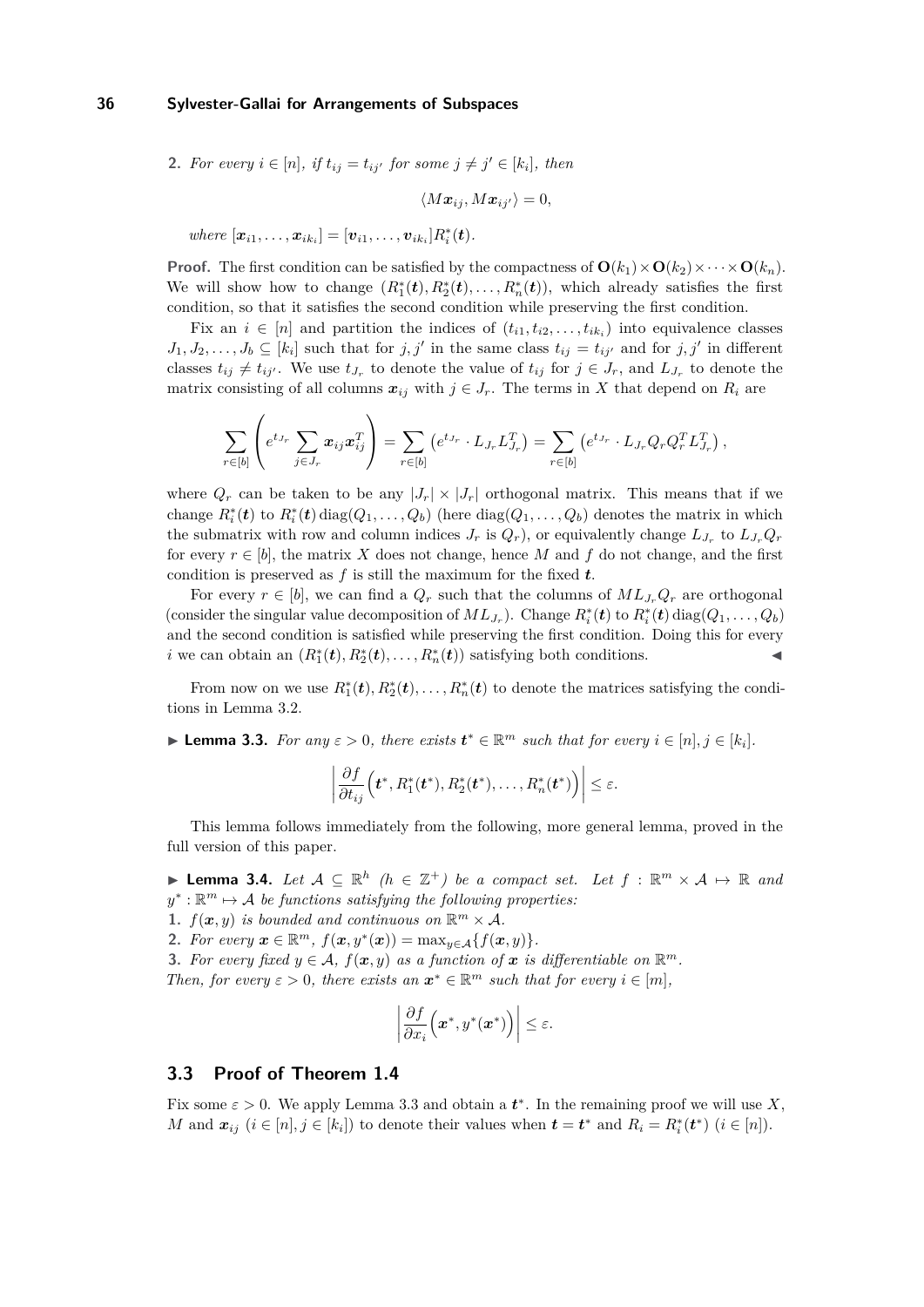**2.** *For every $i \in [n]$, if $t_{ij} = t_{ij'}$ for some $j \neq j' \in [k_i]$, then*

$$\langle M\boldsymbol{x}_{ij}, M\boldsymbol{x}_{ij'} \rangle = 0,$$

*where $[\boldsymbol{x}_{i1}, \ldots, \boldsymbol{x}_{ik_i}] = [\boldsymbol{v}_{i1}, \ldots, \boldsymbol{v}_{ik_i}]R_i^*(\boldsymbol{t})$.*

**Proof.** The first condition can be satisfied by the compactness of $\mathbf{O}(k_1) \times \mathbf{O}(k_2) \times \cdots \times \mathbf{O}(k_n)$. We will show how to change $(R_1^*(\boldsymbol{t}), R_2^*(\boldsymbol{t}), \ldots, R_n^*(\boldsymbol{t}))$, which already satisfies the first condition, so that it satisfies the second condition while preserving the first condition.

Fix an $i \in [n]$ and partition the indices of $(t_{i1}, t_{i2}, \ldots, t_{ik_i})$ into equivalence classes $J_1, J_2, \ldots, J_b \subseteq [k_i]$ such that for $j, j'$ in the same class $t_{ij} = t_{ij'}$ and for $j, j'$ in different classes $t_{ij} \neq t_{ij'}$. We use $t_{J_r}$ to denote the value of $t_{ij}$ for $j \in J_r$, and $L_{J_r}$ to denote the matrix consisting of all columns $\boldsymbol{x}_{ij}$ with $j \in J_r$. The terms in $X$ that depend on $R_i$ are

$$\sum_{r \in [b]} \left( e^{t_{J_r}} \sum_{j \in J_r} \boldsymbol{x}_{ij} \boldsymbol{x}_{ij}^T \right) = \sum_{r \in [b]} \left( e^{t_{J_r}} \cdot L_{J_r} L_{J_r}^T \right) = \sum_{r \in [b]} \left( e^{t_{J_r}} \cdot L_{J_r} Q_r Q_r^T L_{J_r}^T \right),$$

where $Q_r$ can be taken to be any $|J_r| \times |J_r|$ orthogonal matrix. This means that if we change $R_i^*(\boldsymbol{t})$ to $R_i^*(\boldsymbol{t}) \operatorname{diag}(Q_1, \ldots, Q_b)$ (here $\operatorname{diag}(Q_1, \ldots, Q_b)$ denotes the matrix in which the submatrix with row and column indices $J_r$ is $Q_r$), or equivalently change $L_{J_r}$ to $L_{J_r} Q_r$ for every $r \in [b]$, the matrix $X$ does not change, hence $M$ and $f$ do not change, and the first condition is preserved as $f$ is still the maximum for the fixed $\boldsymbol{t}$.

For every $r \in [b]$, we can find a $Q_r$ such that the columns of $M L_{J_r} Q_r$ are orthogonal (consider the singular value decomposition of $M L_{J_r}$). Change $R_i^*(\boldsymbol{t})$ to $R_i^*(\boldsymbol{t}) \operatorname{diag}(Q_1, \ldots, Q_b)$ and the second condition is satisfied while preserving the first condition. Doing this for every $i$ we can obtain an $(R_1^*(\boldsymbol{t}), R_2^*(\boldsymbol{t}), \ldots, R_n^*(\boldsymbol{t}))$ satisfying both conditions. ◀

From now on we use $R_1^*(\boldsymbol{t}), R_2^*(\boldsymbol{t}), \ldots, R_n^*(\boldsymbol{t})$ to denote the matrices satisfying the conditions in Lemma 3.2.

▶ **Lemma 3.3.** *For any $\varepsilon > 0$, there exists $\boldsymbol{t}^* \in \mathbb{R}^m$ such that for every $i \in [n], j \in [k_i]$.*

$$\left| \frac{\partial f}{\partial t_{ij}} \Big( \boldsymbol{t}^*, R_1^*(\boldsymbol{t}^*), R_2^*(\boldsymbol{t}^*), \ldots, R_n^*(\boldsymbol{t}^*) \Big) \right| \leq \varepsilon.$$

This lemma follows immediately from the following, more general lemma, proved in the full version of this paper.

▶ **Lemma 3.4.** *Let $\mathcal{A} \subseteq \mathbb{R}^h$ ($h \in \mathbb{Z}^+$) be a compact set. Let $f : \mathbb{R}^m \times \mathcal{A} \mapsto \mathbb{R}$ and $y^* : \mathbb{R}^m \mapsto \mathcal{A}$ be functions satisfying the following properties:*

1. *$f(\boldsymbol{x}, y)$ is bounded and continuous on $\mathbb{R}^m \times \mathcal{A}$.*
2. *For every $\boldsymbol{x} \in \mathbb{R}^m$, $f(\boldsymbol{x}, y^*(\boldsymbol{x})) = \max_{y \in \mathcal{A}} \{f(\boldsymbol{x}, y)\}$.*
3. *For every fixed $y \in \mathcal{A}$, $f(\boldsymbol{x}, y)$ as a function of $\boldsymbol{x}$ is differentiable on $\mathbb{R}^m$.*

*Then, for every $\varepsilon > 0$, there exists an $\boldsymbol{x}^* \in \mathbb{R}^m$ such that for every $i \in [m]$,*

$$\left| \frac{\partial f}{\partial x_i} \Big( \boldsymbol{x}^*, y^*(\boldsymbol{x}^*) \Big) \right| \leq \varepsilon.$$

## 3.3 Proof of Theorem 1.4

Fix some $\varepsilon > 0$. We apply Lemma 3.3 and obtain a $\boldsymbol{t}^*$. In the remaining proof we will use $X$, $M$ and $\boldsymbol{x}_{ij}$ ($i \in [n], j \in [k_i]$) to denote their values when $\boldsymbol{t} = \boldsymbol{t}^*$ and $R_i = R_i^*(\boldsymbol{t}^*)$ ($i \in [n]$).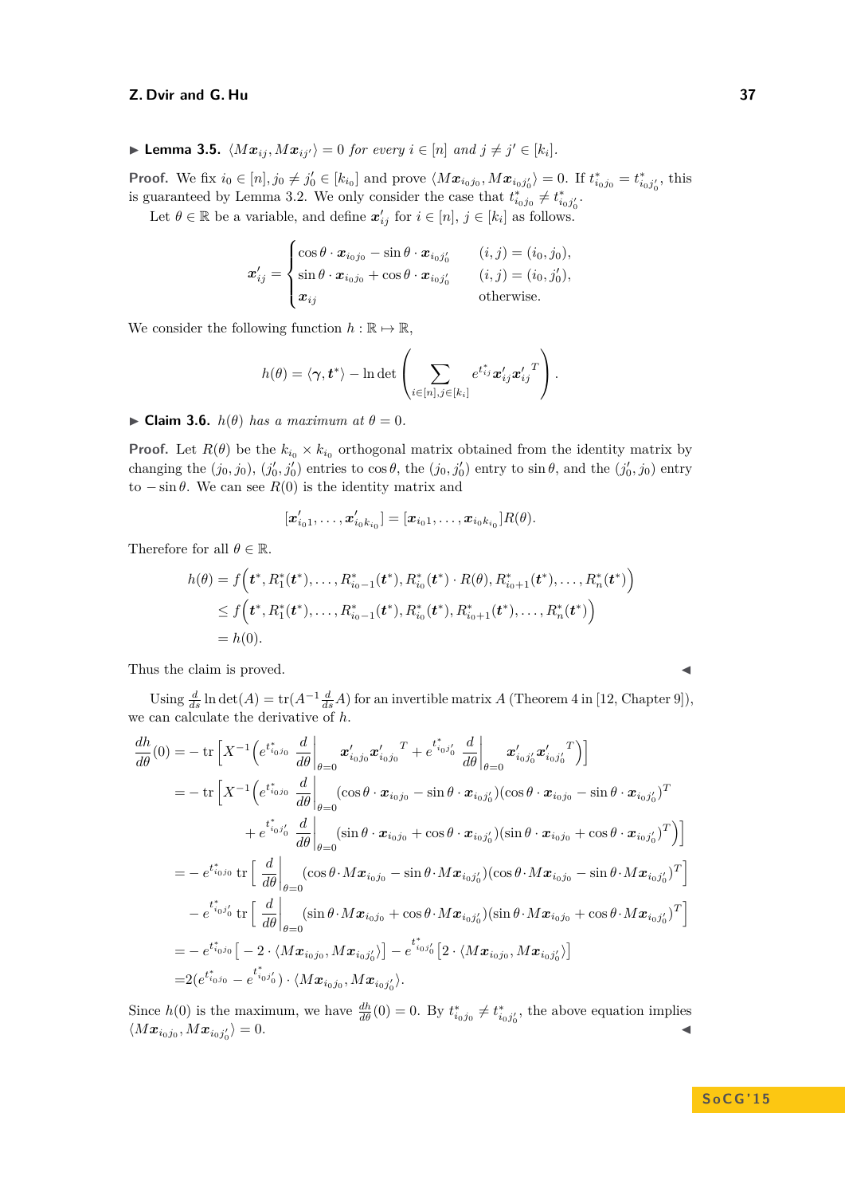▶ **Lemma 3.5.** *$\langle M\boldsymbol{x}_{ij}, M\boldsymbol{x}_{ij'}\rangle = 0$ for every $i \in [n]$ and $j \neq j' \in [k_i]$.*

**Proof.** We fix $i_0 \in [n], j_0 \neq j_0' \in [k_{i_0}]$ and prove $\langle M\boldsymbol{x}_{i_0j_0}, M\boldsymbol{x}_{i_0j_0'}\rangle = 0$. If $t^*_{i_0j_0} = t^*_{i_0j_0'}$, this is guaranteed by Lemma 3.2. We only consider the case that $t^*_{i_0j_0} \neq t^*_{i_0j_0'}$.

Let $\theta \in \mathbb{R}$ be a variable, and define $\boldsymbol{x}'_{ij}$ for $i \in [n]$, $j \in [k_i]$ as follows.

$$\boldsymbol{x}'_{ij} = \begin{cases} \cos\theta \cdot \boldsymbol{x}_{i_0j_0} - \sin\theta \cdot \boldsymbol{x}_{i_0j_0'} & (i,j) = (i_0, j_0), \\ \sin\theta \cdot \boldsymbol{x}_{i_0j_0} + \cos\theta \cdot \boldsymbol{x}_{i_0j_0'} & (i,j) = (i_0, j_0'), \\ \boldsymbol{x}_{ij} & \text{otherwise.} \end{cases}$$

We consider the following function $h : \mathbb{R} \mapsto \mathbb{R}$,

$$h(\theta) = \langle \boldsymbol{\gamma}, \boldsymbol{t}^*\rangle - \ln\det\left(\sum_{i\in[n], j\in[k_i]} e^{t^*_{ij}} \boldsymbol{x}'_{ij}{\boldsymbol{x}'_{ij}}^T\right).$$

▶ **Claim 3.6.** *$h(\theta)$ has a maximum at $\theta = 0$.*

**Proof.** Let $R(\theta)$ be the $k_{i_0} \times k_{i_0}$ orthogonal matrix obtained from the identity matrix by changing the $(j_0, j_0)$, $(j_0', j_0')$ entries to $\cos\theta$, the $(j_0, j_0')$ entry to $\sin\theta$, and the $(j_0', j_0)$ entry to $-\sin\theta$. We can see $R(0)$ is the identity matrix and

$$[\boldsymbol{x}'_{i_01}, \ldots, \boldsymbol{x}'_{i_0k_{i_0}}] = [\boldsymbol{x}_{i_01}, \ldots, \boldsymbol{x}_{i_0k_{i_0}}]R(\theta).$$

Therefore for all $\theta \in \mathbb{R}$.

$$\begin{aligned} h(\theta) &= f\Big(\boldsymbol{t}^*, R_1^*(\boldsymbol{t}^*), \ldots, R^*_{i_0-1}(\boldsymbol{t}^*), R^*_{i_0}(\boldsymbol{t}^*) \cdot R(\theta), R^*_{i_0+1}(\boldsymbol{t}^*), \ldots, R^*_n(\boldsymbol{t}^*)\Big) \\ &\leq f\Big(\boldsymbol{t}^*, R_1^*(\boldsymbol{t}^*), \ldots, R^*_{i_0-1}(\boldsymbol{t}^*), R^*_{i_0}(\boldsymbol{t}^*), R^*_{i_0+1}(\boldsymbol{t}^*), \ldots, R^*_n(\boldsymbol{t}^*)\Big) \\ &= h(0). \end{aligned}$$

Thus the claim is proved. ◀

Using $\frac{d}{ds}\ln\det(A) = \mathrm{tr}(A^{-1}\frac{d}{ds}A)$ for an invertible matrix $A$ (Theorem 4 in [12, Chapter 9]), we can calculate the derivative of $h$.

$$\begin{aligned} \frac{dh}{d\theta}(0) &= -\,\mathrm{tr}\left[X^{-1}\left(e^{t^*_{i_0j_0}} \frac{d}{d\theta}\Big|_{\theta=0} \boldsymbol{x}'_{i_0j_0}{\boldsymbol{x}'_{i_0j_0}}^T + e^{t^*_{i_0j_0'}} \frac{d}{d\theta}\Big|_{\theta=0} \boldsymbol{x}'_{i_0j_0'}{\boldsymbol{x}'_{i_0j_0'}}^T\right)\right] \\ &= -\,\mathrm{tr}\Big[X^{-1}\Big(e^{t^*_{i_0j_0}} \frac{d}{d\theta}\Big|_{\theta=0} (\cos\theta\cdot\boldsymbol{x}_{i_0j_0} - \sin\theta\cdot\boldsymbol{x}_{i_0j_0'})(\cos\theta\cdot\boldsymbol{x}_{i_0j_0} - \sin\theta\cdot\boldsymbol{x}_{i_0j_0'})^T \\ &\qquad + e^{t^*_{i_0j_0'}} \frac{d}{d\theta}\Big|_{\theta=0} (\sin\theta\cdot\boldsymbol{x}_{i_0j_0} + \cos\theta\cdot\boldsymbol{x}_{i_0j_0'})(\sin\theta\cdot\boldsymbol{x}_{i_0j_0} + \cos\theta\cdot\boldsymbol{x}_{i_0j_0'})^T\Big)\Big] \\ &= -\,e^{t^*_{i_0j_0}}\,\mathrm{tr}\Big[\frac{d}{d\theta}\Big|_{\theta=0} (\cos\theta\cdot M\boldsymbol{x}_{i_0j_0} - \sin\theta\cdot M\boldsymbol{x}_{i_0j_0'})(\cos\theta\cdot M\boldsymbol{x}_{i_0j_0} - \sin\theta\cdot M\boldsymbol{x}_{i_0j_0'})^T\Big] \\ &\qquad - e^{t^*_{i_0j_0'}}\,\mathrm{tr}\Big[\frac{d}{d\theta}\Big|_{\theta=0} (\sin\theta\cdot M\boldsymbol{x}_{i_0j_0} + \cos\theta\cdot M\boldsymbol{x}_{i_0j_0'})(\sin\theta\cdot M\boldsymbol{x}_{i_0j_0} + \cos\theta\cdot M\boldsymbol{x}_{i_0j_0'})^T\Big] \\ &= -\,e^{t^*_{i_0j_0}}\big[-2\cdot\langle M\boldsymbol{x}_{i_0j_0}, M\boldsymbol{x}_{i_0j_0'}\rangle\big] - e^{t^*_{i_0j_0'}}\big[2\cdot\langle M\boldsymbol{x}_{i_0j_0}, M\boldsymbol{x}_{i_0j_0'}\rangle\big] \\ &= 2(e^{t^*_{i_0j_0}} - e^{t^*_{i_0j_0'}})\cdot\langle M\boldsymbol{x}_{i_0j_0}, M\boldsymbol{x}_{i_0j_0'}\rangle. \end{aligned}$$

Since $h(0)$ is the maximum, we have $\frac{dh}{d\theta}(0) = 0$. By $t^*_{i_0j_0} \neq t^*_{i_0j_0'}$, the above equation implies $\langle M\boldsymbol{x}_{i_0j_0}, M\boldsymbol{x}_{i_0j_0'}\rangle = 0$. ◀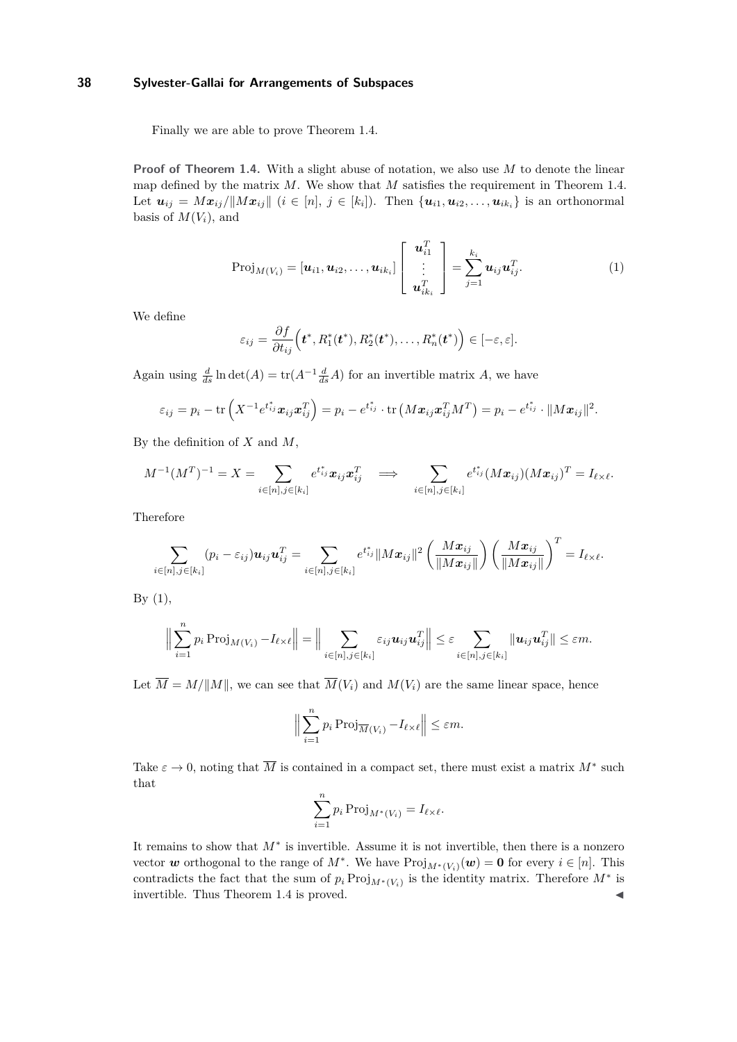Finally we are able to prove Theorem 1.4.

**Proof of Theorem 1.4.** With a slight abuse of notation, we also use $M$ to denote the linear map defined by the matrix $M$. We show that $M$ satisfies the requirement in Theorem 1.4. Let $\boldsymbol{u}_{ij} = M\boldsymbol{x}_{ij}/\|M\boldsymbol{x}_{ij}\|$ ($i \in [n]$, $j \in [k_i]$). Then $\{\boldsymbol{u}_{i1}, \boldsymbol{u}_{i2}, \ldots, \boldsymbol{u}_{ik_i}\}$ is an orthonormal basis of $M(V_i)$, and

$$\operatorname{Proj}_{M(V_i)} = [\boldsymbol{u}_{i1}, \boldsymbol{u}_{i2}, \ldots, \boldsymbol{u}_{ik_i}] \begin{bmatrix} \boldsymbol{u}_{i1}^T \\ \vdots \\ \boldsymbol{u}_{ik_i}^T \end{bmatrix} = \sum_{j=1}^{k_i} \boldsymbol{u}_{ij}\boldsymbol{u}_{ij}^T. \tag{1}$$

We define

$$\varepsilon_{ij} = \frac{\partial f}{\partial t_{ij}}\Big(\boldsymbol{t}^*, R_1^*(\boldsymbol{t}^*), R_2^*(\boldsymbol{t}^*), \ldots, R_n^*(\boldsymbol{t}^*)\Big) \in [-\varepsilon, \varepsilon].$$

Again using $\frac{d}{ds} \ln \det(A) = \operatorname{tr}(A^{-1} \frac{d}{ds} A)$ for an invertible matrix $A$, we have

$$\varepsilon_{ij} = p_i - \operatorname{tr}\left(X^{-1} e^{t^*_{ij}} \boldsymbol{x}_{ij}\boldsymbol{x}_{ij}^T\right) = p_i - e^{t^*_{ij}} \cdot \operatorname{tr}\left(M\boldsymbol{x}_{ij}\boldsymbol{x}_{ij}^T M^T\right) = p_i - e^{t^*_{ij}} \cdot \|M\boldsymbol{x}_{ij}\|^2.$$

By the definition of $X$ and $M$,

$$M^{-1}(M^T)^{-1} = X = \sum_{i\in[n], j\in[k_i]} e^{t^*_{ij}} \boldsymbol{x}_{ij}\boldsymbol{x}_{ij}^T \implies \sum_{i\in[n], j\in[k_i]} e^{t^*_{ij}} (M\boldsymbol{x}_{ij})(M\boldsymbol{x}_{ij})^T = I_{\ell\times\ell}.$$

Therefore

$$\sum_{i\in[n], j\in[k_i]} (p_i - \varepsilon_{ij})\boldsymbol{u}_{ij}\boldsymbol{u}_{ij}^T = \sum_{i\in[n], j\in[k_i]} e^{t^*_{ij}} \|M\boldsymbol{x}_{ij}\|^2 \left(\frac{M\boldsymbol{x}_{ij}}{\|M\boldsymbol{x}_{ij}\|}\right)\left(\frac{M\boldsymbol{x}_{ij}}{\|M\boldsymbol{x}_{ij}\|}\right)^T = I_{\ell\times\ell}.$$

By (1),

$$\Big\|\sum_{i=1}^n p_i \operatorname{Proj}_{M(V_i)} - I_{\ell\times\ell}\Big\| = \Big\|\sum_{i\in[n], j\in[k_i]} \varepsilon_{ij}\boldsymbol{u}_{ij}\boldsymbol{u}_{ij}^T\Big\| \le \varepsilon \sum_{i\in[n], j\in[k_i]} \|\boldsymbol{u}_{ij}\boldsymbol{u}_{ij}^T\| \le \varepsilon m.$$

Let $\overline{M} = M/\|M\|$, we can see that $\overline{M}(V_i)$ and $M(V_i)$ are the same linear space, hence

$$\Big\|\sum_{i=1}^n p_i \operatorname{Proj}_{\overline{M}(V_i)} - I_{\ell\times\ell}\Big\| \le \varepsilon m.$$

Take $\varepsilon \to 0$, noting that $\overline{M}$ is contained in a compact set, there must exist a matrix $M^*$ such that

$$\sum_{i=1}^n p_i \operatorname{Proj}_{M^*(V_i)} = I_{\ell\times\ell}.$$

It remains to show that $M^*$ is invertible. Assume it is not invertible, then there is a nonzero vector $\boldsymbol{w}$ orthogonal to the range of $M^*$. We have $\operatorname{Proj}_{M^*(V_i)}(\boldsymbol{w}) = \boldsymbol{0}$ for every $i \in [n]$. This contradicts the fact that the sum of $p_i \operatorname{Proj}_{M^*(V_i)}$ is the identity matrix. Therefore $M^*$ is invertible. Thus Theorem 1.4 is proved. ◀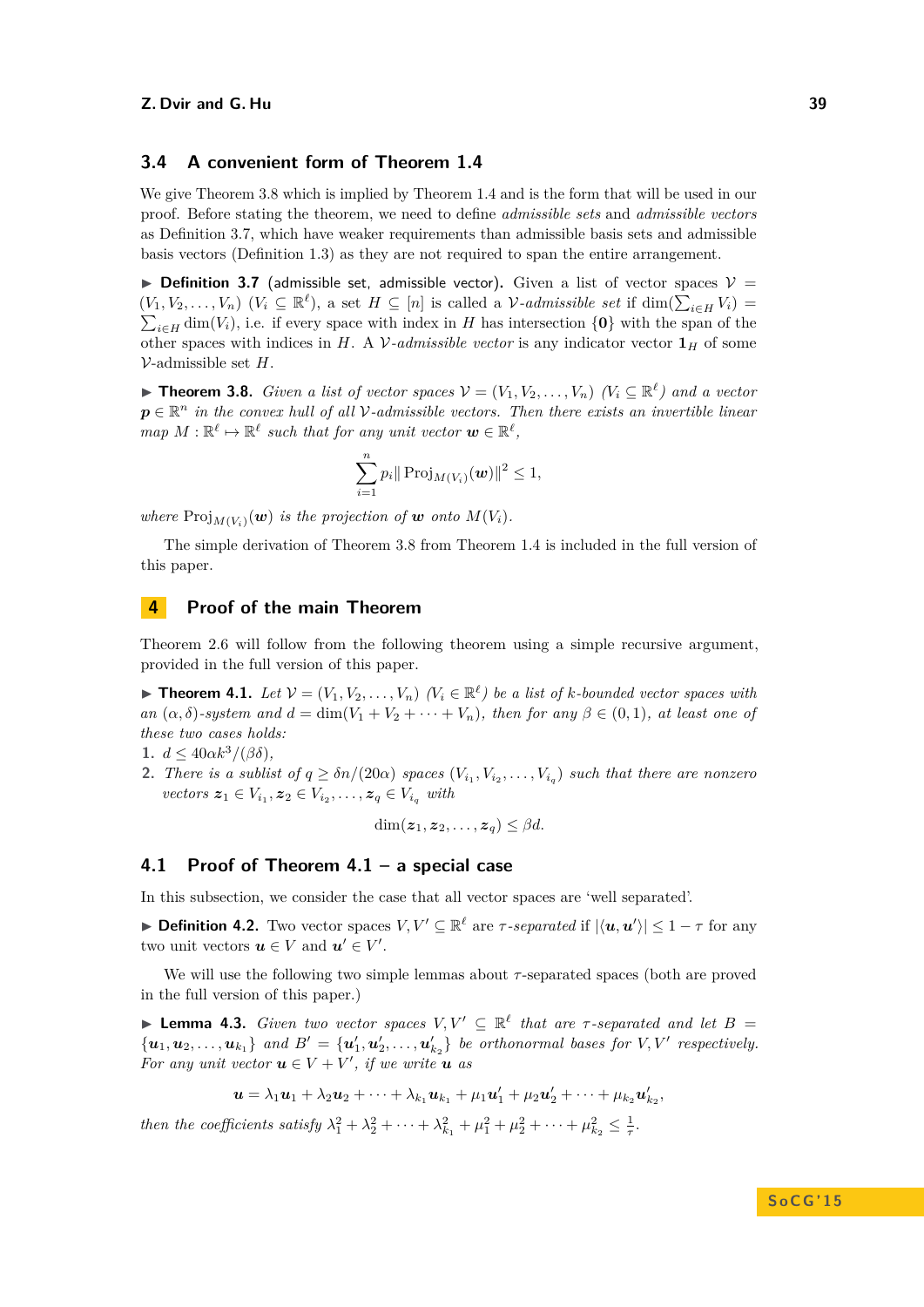## 3.4 A convenient form of Theorem 1.4

We give Theorem 3.8 which is implied by Theorem 1.4 and is the form that will be used in our proof. Before stating the theorem, we need to define *admissible sets* and *admissible vectors* as Definition 3.7, which have weaker requirements than admissible basis sets and admissible basis vectors (Definition 1.3) as they are not required to span the entire arrangement.

▶ **Definition 3.7** (admissible set, admissible vector). Given a list of vector spaces $\mathcal{V} = (V_1, V_2, \dots, V_n)$ ($V_i \subseteq \mathbb{R}^\ell$), a set $H \subseteq [n]$ is called a $\mathcal{V}$*-admissible set* if $\dim(\sum_{i\in H} V_i) = \sum_{i\in H} \dim(V_i)$, i.e. if every space with index in $H$ has intersection $\{\mathbf{0}\}$ with the span of the other spaces with indices in $H$. A $\mathcal{V}$*-admissible vector* is any indicator vector $\mathbf{1}_H$ of some $\mathcal{V}$-admissible set $H$.

▶ **Theorem 3.8.** *Given a list of vector spaces $\mathcal{V} = (V_1, V_2, \dots, V_n)$ ($V_i \subseteq \mathbb{R}^\ell$) and a vector $\boldsymbol{p} \in \mathbb{R}^n$ in the convex hull of all $\mathcal{V}$-admissible vectors. Then there exists an invertible linear map $M : \mathbb{R}^\ell \mapsto \mathbb{R}^\ell$ such that for any unit vector $\boldsymbol{w} \in \mathbb{R}^\ell$,*

$$\sum_{i=1}^{n} p_i \|\operatorname{Proj}_{M(V_i)}(\boldsymbol{w})\|^2 \le 1,$$

*where $\operatorname{Proj}_{M(V_i)}(\boldsymbol{w})$ is the projection of $\boldsymbol{w}$ onto $M(V_i)$.*

The simple derivation of Theorem 3.8 from Theorem 1.4 is included in the full version of this paper.

# 4 Proof of the main Theorem

Theorem 2.6 will follow from the following theorem using a simple recursive argument, provided in the full version of this paper.

▶ **Theorem 4.1.** *Let $\mathcal{V} = (V_1, V_2, \dots, V_n)$ ($V_i \in \mathbb{R}^\ell$) be a list of $k$-bounded vector spaces with an $(\alpha, \delta)$-system and $d = \dim(V_1 + V_2 + \cdots + V_n)$, then for any $\beta \in (0, 1)$, at least one of these two cases holds:*

1. *$d \le 40\alpha k^3/(\beta\delta)$,*
2. *There is a sublist of $q \ge \delta n/(20\alpha)$ spaces $(V_{i_1}, V_{i_2}, \dots, V_{i_q})$ such that there are nonzero vectors $\boldsymbol{z}_1 \in V_{i_1}, \boldsymbol{z}_2 \in V_{i_2}, \dots, \boldsymbol{z}_q \in V_{i_q}$ with*

$$\dim(\boldsymbol{z}_1, \boldsymbol{z}_2, \dots, \boldsymbol{z}_q) \le \beta d.$$

## 4.1 Proof of Theorem 4.1 – a special case

In this subsection, we consider the case that all vector spaces are 'well separated'.

▶ **Definition 4.2.** Two vector spaces $V, V' \subseteq \mathbb{R}^\ell$ are $\tau$*-separated* if $|\langle \boldsymbol{u}, \boldsymbol{u}' \rangle| \le 1 - \tau$ for any two unit vectors $\boldsymbol{u} \in V$ and $\boldsymbol{u}' \in V'$.

We will use the following two simple lemmas about $\tau$-separated spaces (both are proved in the full version of this paper.)

▶ **Lemma 4.3.** *Given two vector spaces $V, V' \subseteq \mathbb{R}^\ell$ that are $\tau$-separated and let $B = \{\boldsymbol{u}_1, \boldsymbol{u}_2, \dots, \boldsymbol{u}_{k_1}\}$ and $B' = \{\boldsymbol{u}'_1, \boldsymbol{u}'_2, \dots, \boldsymbol{u}'_{k_2}\}$ be orthonormal bases for $V, V'$ respectively. For any unit vector $\boldsymbol{u} \in V + V'$, if we write $\boldsymbol{u}$ as*

$$\boldsymbol{u} = \lambda_1 \boldsymbol{u}_1 + \lambda_2 \boldsymbol{u}_2 + \cdots + \lambda_{k_1} \boldsymbol{u}_{k_1} + \mu_1 \boldsymbol{u}'_1 + \mu_2 \boldsymbol{u}'_2 + \cdots + \mu_{k_2} \boldsymbol{u}'_{k_2},$$

*then the coefficients satisfy $\lambda_1^2 + \lambda_2^2 + \cdots + \lambda_{k_1}^2 + \mu_1^2 + \mu_2^2 + \cdots + \mu_{k_2}^2 \le \frac{1}{\tau}$.*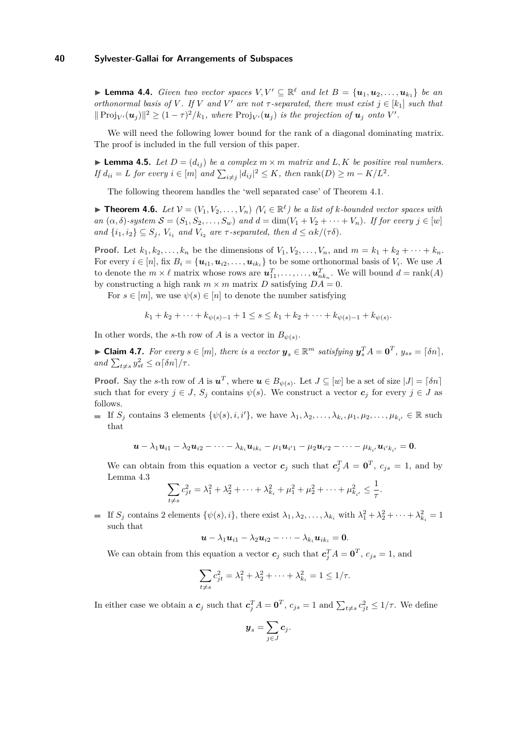▶ **Lemma 4.4.** *Given two vector spaces $V, V' \subseteq \mathbb{R}^\ell$ and let $B = \{\boldsymbol{u}_1, \boldsymbol{u}_2, \ldots, \boldsymbol{u}_{k_1}\}$ be an orthonormal basis of $V$. If $V$ and $V'$ are not $\tau$-separated, there must exist $j \in [k_1]$ such that $\|\operatorname{Proj}_{V'}(\boldsymbol{u}_j)\|^2 \geq (1-\tau)^2/k_1$, where $\operatorname{Proj}_{V'}(\boldsymbol{u}_j)$ is the projection of $\boldsymbol{u}_j$ onto $V'$.*

We will need the following lower bound for the rank of a diagonal dominating matrix. The proof is included in the full version of this paper.

▶ **Lemma 4.5.** *Let $D = (d_{ij})$ be a complex $m \times m$ matrix and $L, K$ be positive real numbers. If $d_{ii} = L$ for every $i \in [m]$ and $\sum_{i \neq j} |d_{ij}|^2 \leq K$, then $\operatorname{rank}(D) \geq m - K/L^2$.*

The following theorem handles the 'well separated case' of Theorem 4.1.

▶ **Theorem 4.6.** *Let $\mathcal{V} = (V_1, V_2, \ldots, V_n)$ ($V_i \in \mathbb{R}^\ell$) be a list of $k$-bounded vector spaces with an $(\alpha, \delta)$-system $\mathcal{S} = (S_1, S_2, \ldots, S_w)$ and $d = \dim(V_1 + V_2 + \cdots + V_n)$. If for every $j \in [w]$ and $\{i_1, i_2\} \subseteq S_j$, $V_{i_1}$ and $V_{i_2}$ are $\tau$-separated, then $d \leq \alpha k/(\tau\delta)$.*

**Proof.** Let $k_1, k_2, \ldots, k_n$ be the dimensions of $V_1, V_2, \ldots, V_n$, and $m = k_1 + k_2 + \cdots + k_n$. For every $i \in [n]$, fix $B_i = \{\boldsymbol{u}_{i1}, \boldsymbol{u}_{i2}, \ldots, \boldsymbol{u}_{ik_i}\}$ to be some orthonormal basis of $V_i$. We use $A$ to denote the $m \times \ell$ matrix whose rows are $\boldsymbol{u}_{11}^T, \ldots, \ldots, \boldsymbol{u}_{nk_n}^T$. We will bound $d = \operatorname{rank}(A)$ by constructing a high rank $m \times m$ matrix $D$ satisfying $DA = 0$.

For $s \in [m]$, we use $\psi(s) \in [n]$ to denote the number satisfying

$$k_1 + k_2 + \cdots + k_{\psi(s)-1} + 1 \leq s \leq k_1 + k_2 + \cdots + k_{\psi(s)-1} + k_{\psi(s)}.$$

In other words, the $s$-th row of $A$ is a vector in $B_{\psi(s)}$.

▶ **Claim 4.7.** *For every $s \in [m]$, there is a vector $\boldsymbol{y}_s \in \mathbb{R}^m$ satisfying $\boldsymbol{y}_s^T A = \boldsymbol{0}^T$, $y_{ss} = \lceil \delta n \rceil$, and $\sum_{t \neq s} y_{st}^2 \leq \alpha \lceil \delta n \rceil / \tau$.*

**Proof.** Say the $s$-th row of $A$ is $\boldsymbol{u}^T$, where $\boldsymbol{u} \in B_{\psi(s)}$. Let $J \subseteq [w]$ be a set of size $|J| = \lceil \delta n \rceil$ such that for every $j \in J$, $S_j$ contains $\psi(s)$. We construct a vector $\boldsymbol{c}_j$ for every $j \in J$ as follows.

- If $S_j$ contains 3 elements $\{\psi(s), i, i'\}$, we have $\lambda_1, \lambda_2, \ldots, \lambda_{k_i}, \mu_1, \mu_2, \ldots, \mu_{k_{i'}} \in \mathbb{R}$ such that

$$\boldsymbol{u} - \lambda_1 \boldsymbol{u}_{i1} - \lambda_2 \boldsymbol{u}_{i2} - \cdots - \lambda_{k_i} \boldsymbol{u}_{ik_i} - \mu_1 \boldsymbol{u}_{i'1} - \mu_2 \boldsymbol{u}_{i'2} - \cdots - \mu_{k_{i'}} \boldsymbol{u}_{i'k_{i'}} = \boldsymbol{0}.$$

  We can obtain from this equation a vector $\boldsymbol{c}_j$ such that $\boldsymbol{c}_j^T A = \boldsymbol{0}^T$, $c_{js} = 1$, and by Lemma 4.3

$$\sum_{t \neq s} c_{jt}^2 = \lambda_1^2 + \lambda_2^2 + \cdots + \lambda_{k_i}^2 + \mu_1^2 + \mu_2^2 + \cdots + \mu_{k_{i'}}^2 \leq \frac{1}{\tau}.$$

- If $S_j$ contains 2 elements $\{\psi(s), i\}$, there exist $\lambda_1, \lambda_2, \ldots, \lambda_{k_i}$ with $\lambda_1^2 + \lambda_2^2 + \cdots + \lambda_{k_i}^2 = 1$ such that

$$\boldsymbol{u} - \lambda_1 \boldsymbol{u}_{i1} - \lambda_2 \boldsymbol{u}_{i2} - \cdots - \lambda_{k_i} \boldsymbol{u}_{ik_i} = \boldsymbol{0}.$$

  We can obtain from this equation a vector $\boldsymbol{c}_j$ such that $\boldsymbol{c}_j^T A = \boldsymbol{0}^T$, $c_{js} = 1$, and

$$\sum_{t \neq s} c_{jt}^2 = \lambda_1^2 + \lambda_2^2 + \cdots + \lambda_{k_i}^2 = 1 \leq 1/\tau.$$

In either case we obtain a $\boldsymbol{c}_j$ such that $\boldsymbol{c}_j^T A = \boldsymbol{0}^T$, $c_{js} = 1$ and $\sum_{t \neq s} c_{jt}^2 \leq 1/\tau$. We define

$$\boldsymbol{y}_s = \sum_{j \in J} \boldsymbol{c}_j.$$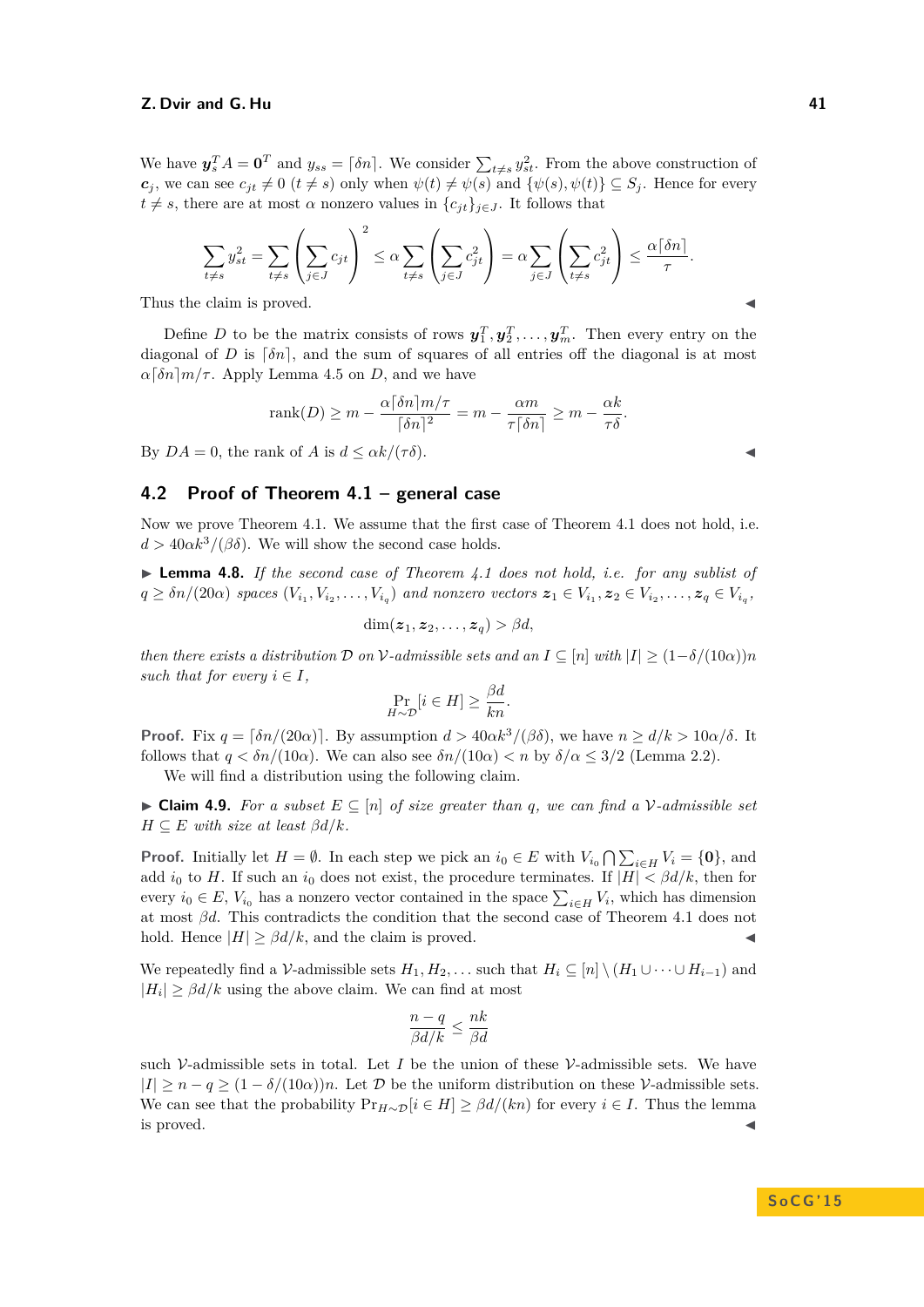We have $\boldsymbol{y}_s^T A = \boldsymbol{0}^T$ and $y_{ss} = \lceil \delta n \rceil$. We consider $\sum_{t \neq s} y_{st}^2$. From the above construction of $\boldsymbol{c}_j$, we can see $c_{jt} \neq 0$ $(t \neq s)$ only when $\psi(t) \neq \psi(s)$ and $\{\psi(s), \psi(t)\} \subseteq S_j$. Hence for every $t \neq s$, there are at most $\alpha$ nonzero values in $\{c_{jt}\}_{j \in J}$. It follows that

$$\sum_{t \neq s} y_{st}^2 = \sum_{t \neq s} \left( \sum_{j \in J} c_{jt} \right)^2 \leq \alpha \sum_{t \neq s} \left( \sum_{j \in J} c_{jt}^2 \right) = \alpha \sum_{j \in J} \left( \sum_{t \neq s} c_{jt}^2 \right) \leq \frac{\alpha \lceil \delta n \rceil}{\tau}.$$

Thus the claim is proved. ◀

Define $D$ to be the matrix consists of rows $\boldsymbol{y}_1^T, \boldsymbol{y}_2^T, \ldots, \boldsymbol{y}_m^T$. Then every entry on the diagonal of $D$ is $\lceil \delta n \rceil$, and the sum of squares of all entries off the diagonal is at most $\alpha \lceil \delta n \rceil m / \tau$. Apply Lemma 4.5 on $D$, and we have

$$\operatorname{rank}(D) \geq m - \frac{\alpha \lceil \delta n \rceil m / \tau}{\lceil \delta n \rceil^2} = m - \frac{\alpha m}{\tau \lceil \delta n \rceil} \geq m - \frac{\alpha k}{\tau \delta}.$$

By $DA = 0$, the rank of $A$ is $d \leq \alpha k / (\tau \delta)$. ◀

## 4.2 Proof of Theorem 4.1 – general case

Now we prove Theorem 4.1. We assume that the first case of Theorem 4.1 does not hold, i.e. $d > 40 \alpha k^3 / (\beta \delta)$. We will show the second case holds.

▶ **Lemma 4.8.** *If the second case of Theorem 4.1 does not hold, i.e. for any sublist of $q \geq \delta n / (20\alpha)$ spaces $(V_{i_1}, V_{i_2}, \ldots, V_{i_q})$ and nonzero vectors $\boldsymbol{z}_1 \in V_{i_1}, \boldsymbol{z}_2 \in V_{i_2}, \ldots, \boldsymbol{z}_q \in V_{i_q}$,*

$$\dim(\boldsymbol{z}_1, \boldsymbol{z}_2, \ldots, \boldsymbol{z}_q) > \beta d,$$

*then there exists a distribution $\mathcal{D}$ on $\mathcal{V}$-admissible sets and an $I \subseteq [n]$ with $|I| \geq (1 - \delta/(10\alpha))n$ such that for every $i \in I$,*

$$\Pr_{H \sim \mathcal{D}}[i \in H] \geq \frac{\beta d}{kn}.$$

**Proof.** Fix $q = \lceil \delta n / (20\alpha) \rceil$. By assumption $d > 40 \alpha k^3 / (\beta \delta)$, we have $n \geq d/k > 10\alpha/\delta$. It follows that $q < \delta n / (10\alpha)$. We can also see $\delta n / (10\alpha) < n$ by $\delta/\alpha \leq 3/2$ (Lemma 2.2).

We will find a distribution using the following claim.

▶ **Claim 4.9.** *For a subset $E \subseteq [n]$ of size greater than $q$, we can find a $\mathcal{V}$-admissible set $H \subseteq E$ with size at least $\beta d / k$.*

**Proof.** Initially let $H = \emptyset$. In each step we pick an $i_0 \in E$ with $V_{i_0} \bigcap \sum_{i \in H} V_i = \{\boldsymbol{0}\}$, and add $i_0$ to $H$. If such an $i_0$ does not exist, the procedure terminates. If $|H| < \beta d / k$, then for every $i_0 \in E$, $V_{i_0}$ has a nonzero vector contained in the space $\sum_{i \in H} V_i$, which has dimension at most $\beta d$. This contradicts the condition that the second case of Theorem 4.1 does not hold. Hence $|H| \geq \beta d / k$, and the claim is proved. ◀

We repeatedly find a $\mathcal{V}$-admissible sets $H_1, H_2, \ldots$ such that $H_i \subseteq [n] \setminus (H_1 \cup \cdots \cup H_{i-1})$ and $|H_i| \geq \beta d / k$ using the above claim. We can find at most

$$\frac{n - q}{\beta d / k} \leq \frac{nk}{\beta d}$$

such $\mathcal{V}$-admissible sets in total. Let $I$ be the union of these $\mathcal{V}$-admissible sets. We have $|I| \geq n - q \geq (1 - \delta/(10\alpha))n$. Let $\mathcal{D}$ be the uniform distribution on these $\mathcal{V}$-admissible sets. We can see that the probability $\Pr_{H \sim \mathcal{D}}[i \in H] \geq \beta d / (kn)$ for every $i \in I$. Thus the lemma is proved. ◀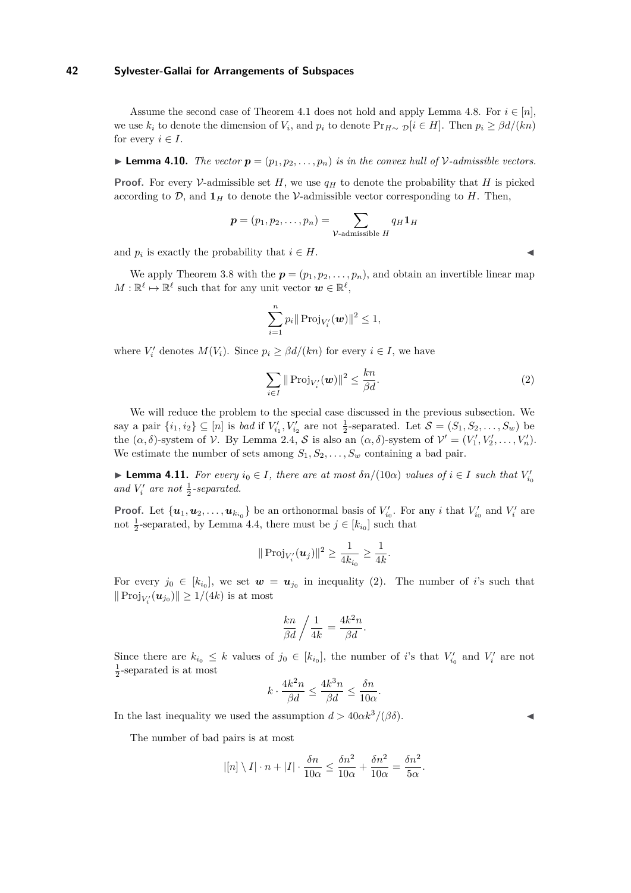Assume the second case of Theorem 4.1 does not hold and apply Lemma 4.8. For $i \in [n]$, we use $k_i$ to denote the dimension of $V_i$, and $p_i$ to denote $\Pr_{H\sim \mathcal{D}}[i \in H]$. Then $p_i \geq \beta d/(kn)$ for every $i \in I$.

▶ **Lemma 4.10.** *The vector $\boldsymbol{p} = (p_1, p_2, \ldots, p_n)$ is in the convex hull of $\mathcal{V}$-admissible vectors.*

**Proof.** For every $\mathcal{V}$-admissible set $H$, we use $q_H$ to denote the probability that $H$ is picked according to $\mathcal{D}$, and $\mathbf{1}_H$ to denote the $\mathcal{V}$-admissible vector corresponding to $H$. Then,

$$\boldsymbol{p} = (p_1, p_2, \ldots, p_n) = \sum_{\mathcal{V}\text{-admissible } H} q_H \mathbf{1}_H$$

and $p_i$ is exactly the probability that $i \in H$. ◀

We apply Theorem 3.8 with the $\boldsymbol{p} = (p_1, p_2, \ldots, p_n)$, and obtain an invertible linear map $M : \mathbb{R}^\ell \mapsto \mathbb{R}^\ell$ such that for any unit vector $\boldsymbol{w} \in \mathbb{R}^\ell$,

$$\sum_{i=1}^{n} p_i \| \operatorname{Proj}_{V_i'}(\boldsymbol{w})\|^2 \leq 1,$$

where $V_i'$ denotes $M(V_i)$. Since $p_i \geq \beta d/(kn)$ for every $i \in I$, we have

$$\sum_{i \in I} \| \operatorname{Proj}_{V_i'}(\boldsymbol{w})\|^2 \leq \frac{kn}{\beta d}. \tag{2}$$

We will reduce the problem to the special case discussed in the previous subsection. We say a pair $\{i_1, i_2\} \subseteq [n]$ is *bad* if $V_{i_1}', V_{i_2}'$ are not $\frac{1}{2}$-separated. Let $\mathcal{S} = (S_1, S_2, \ldots, S_w)$ be the $(\alpha, \delta)$-system of $\mathcal{V}$. By Lemma 2.4, $\mathcal{S}$ is also an $(\alpha, \delta)$-system of $\mathcal{V}' = (V_1', V_2', \ldots, V_n')$. We estimate the number of sets among $S_1, S_2, \ldots, S_w$ containing a bad pair.

▶ **Lemma 4.11.** *For every $i_0 \in I$, there are at most $\delta n/(10\alpha)$ values of $i \in I$ such that $V_{i_0}'$ and $V_i'$ are not $\frac{1}{2}$-separated.*

**Proof.** Let $\{\boldsymbol{u}_1, \boldsymbol{u}_2, \ldots, \boldsymbol{u}_{k_{i_0}}\}$ be an orthonormal basis of $V_{i_0}'$. For any $i$ that $V_{i_0}'$ and $V_i'$ are not $\frac{1}{2}$-separated, by Lemma 4.4, there must be $j \in [k_{i_0}]$ such that

$$\| \operatorname{Proj}_{V_i'}(\boldsymbol{u}_j)\|^2 \geq \frac{1}{4k_{i_0}} \geq \frac{1}{4k}.$$

For every $j_0 \in [k_{i_0}]$, we set $\boldsymbol{w} = \boldsymbol{u}_{j_0}$ in inequality (2). The number of $i$'s such that $\| \operatorname{Proj}_{V_i'}(\boldsymbol{u}_{j_0})\| \geq 1/(4k)$ is at most

$$\frac{kn}{\beta d} \bigg/ \frac{1}{4k} = \frac{4k^2 n}{\beta d}.$$

Since there are $k_{i_0} \leq k$ values of $j_0 \in [k_{i_0}]$, the number of $i$'s that $V_{i_0}'$ and $V_i'$ are not $\frac{1}{2}$-separated is at most

$$k \cdot \frac{4k^2 n}{\beta d} \leq \frac{4k^3 n}{\beta d} \leq \frac{\delta n}{10\alpha}.$$

In the last inequality we used the assumption $d > 40\alpha k^3/(\beta\delta)$. ◀

The number of bad pairs is at most

$$|[n] \setminus I| \cdot n + |I| \cdot \frac{\delta n}{10\alpha} \leq \frac{\delta n^2}{10\alpha} + \frac{\delta n^2}{10\alpha} = \frac{\delta n^2}{5\alpha}.$$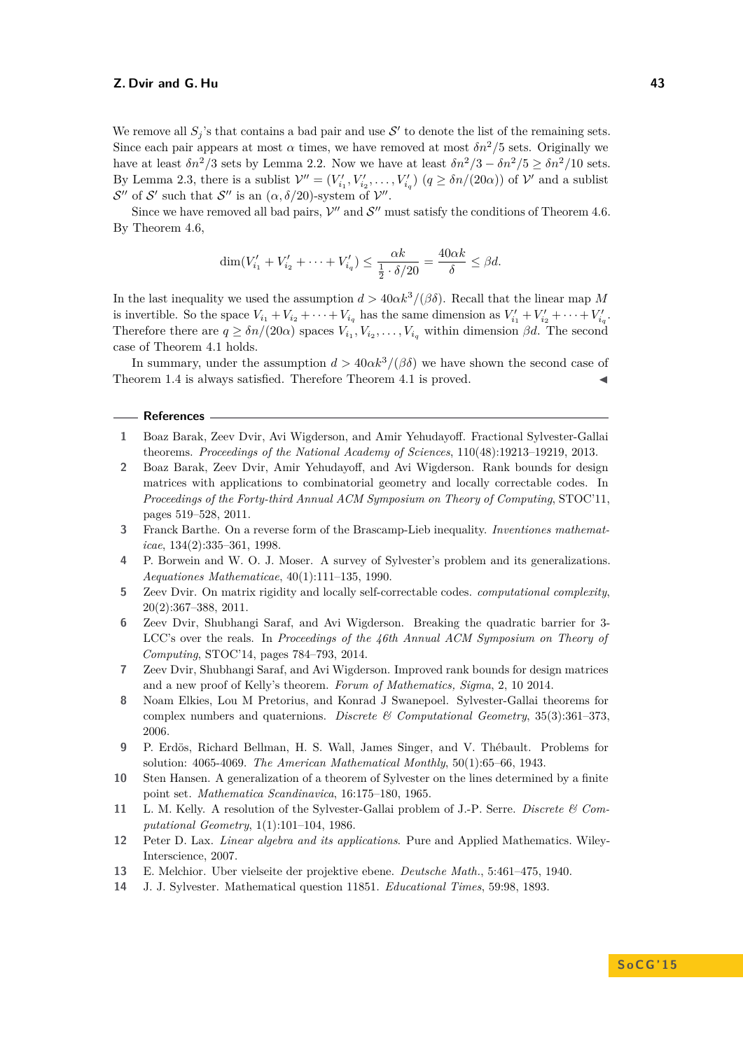We remove all $S_j$'s that contains a bad pair and use $\mathcal{S}'$ to denote the list of the remaining sets. Since each pair appears at most $\alpha$ times, we have removed at most $\delta n^2/5$ sets. Originally we have at least $\delta n^2/3$ sets by Lemma 2.2. Now we have at least $\delta n^2/3 - \delta n^2/5 \geq \delta n^2/10$ sets. By Lemma 2.3, there is a sublist $\mathcal{V}'' = (V'_{i_1}, V'_{i_2}, \ldots, V'_{i_q})$ $(q \geq \delta n/(20\alpha))$ of $\mathcal{V}'$ and a sublist $\mathcal{S}''$ of $\mathcal{S}'$ such that $\mathcal{S}''$ is an $(\alpha, \delta/20)$-system of $\mathcal{V}''$.

Since we have removed all bad pairs, $\mathcal{V}''$ and $\mathcal{S}''$ must satisfy the conditions of Theorem 4.6. By Theorem 4.6,

$$\dim(V'_{i_1} + V'_{i_2} + \cdots + V'_{i_q}) \leq \frac{\alpha k}{\frac{1}{2} \cdot \delta/20} = \frac{40\alpha k}{\delta} \leq \beta d.$$

In the last inequality we used the assumption $d > 40\alpha k^3/(\beta\delta)$. Recall that the linear map $M$ is invertible. So the space $V_{i_1} + V_{i_2} + \cdots + V_{i_q}$ has the same dimension as $V'_{i_1} + V'_{i_2} + \cdots + V'_{i_q}$. Therefore there are $q \geq \delta n/(20\alpha)$ spaces $V_{i_1}, V_{i_2}, \ldots, V_{i_q}$ within dimension $\beta d$. The second case of Theorem 4.1 holds.

In summary, under the assumption $d > 40\alpha k^3/(\beta\delta)$ we have shown the second case of Theorem 1.4 is always satisfied. Therefore Theorem 4.1 is proved. ◀

## References

1. Boaz Barak, Zeev Dvir, Avi Wigderson, and Amir Yehudayoff. Fractional Sylvester-Gallai theorems. *Proceedings of the National Academy of Sciences*, 110(48):19213–19219, 2013.
2. Boaz Barak, Zeev Dvir, Amir Yehudayoff, and Avi Wigderson. Rank bounds for design matrices with applications to combinatorial geometry and locally correctable codes. In *Proceedings of the Forty-third Annual ACM Symposium on Theory of Computing*, STOC'11, pages 519–528, 2011.
3. Franck Barthe. On a reverse form of the Brascamp-Lieb inequality. *Inventiones mathematicae*, 134(2):335–361, 1998.
4. P. Borwein and W. O. J. Moser. A survey of Sylvester's problem and its generalizations. *Aequationes Mathematicae*, 40(1):111–135, 1990.
5. Zeev Dvir. On matrix rigidity and locally self-correctable codes. *computational complexity*, 20(2):367–388, 2011.
6. Zeev Dvir, Shubhangi Saraf, and Avi Wigderson. Breaking the quadratic barrier for 3-LCC's over the reals. In *Proceedings of the 46th Annual ACM Symposium on Theory of Computing*, STOC'14, pages 784–793, 2014.
7. Zeev Dvir, Shubhangi Saraf, and Avi Wigderson. Improved rank bounds for design matrices and a new proof of Kelly's theorem. *Forum of Mathematics, Sigma*, 2, 10 2014.
8. Noam Elkies, Lou M Pretorius, and Konrad J Swanepoel. Sylvester-Gallai theorems for complex numbers and quaternions. *Discrete & Computational Geometry*, 35(3):361–373, 2006.
9. P. Erdös, Richard Bellman, H. S. Wall, James Singer, and V. Thébault. Problems for solution: 4065-4069. *The American Mathematical Monthly*, 50(1):65–66, 1943.
10. Sten Hansen. A generalization of a theorem of Sylvester on the lines determined by a finite point set. *Mathematica Scandinavica*, 16:175–180, 1965.
11. L. M. Kelly. A resolution of the Sylvester-Gallai problem of J.-P. Serre. *Discrete & Computational Geometry*, 1(1):101–104, 1986.
12. Peter D. Lax. *Linear algebra and its applications*. Pure and Applied Mathematics. Wiley-Interscience, 2007.
13. E. Melchior. Uber vielseite der projektive ebene. *Deutsche Math.*, 5:461–475, 1940.
14. J. J. Sylvester. Mathematical question 11851. *Educational Times*, 59:98, 1893.